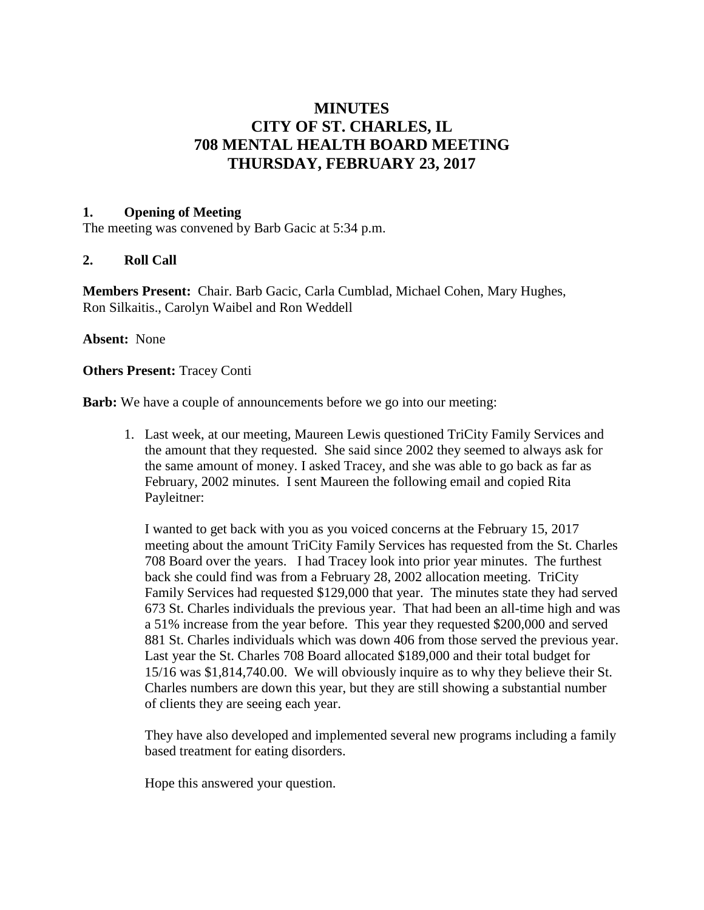# MINUTES
# CITY OF ST. CHARLES, IL
# 708 MENTAL HEALTH BOARD MEETING
# THURSDAY, FEBRUARY 23, 2017

## 1. Opening of Meeting

The meeting was convened by Barb Gacic at 5:34 p.m.

## 2. Roll Call

**Members Present:** Chair. Barb Gacic, Carla Cumblad, Michael Cohen, Mary Hughes, Ron Silkaitis., Carolyn Waibel and Ron Weddell

**Absent:** None

**Others Present:** Tracey Conti

**Barb:** We have a couple of announcements before we go into our meeting:

1. Last week, at our meeting, Maureen Lewis questioned TriCity Family Services and the amount that they requested. She said since 2002 they seemed to always ask for the same amount of money. I asked Tracey, and she was able to go back as far as February, 2002 minutes. I sent Maureen the following email and copied Rita Payleitner:

   I wanted to get back with you as you voiced concerns at the February 15, 2017 meeting about the amount TriCity Family Services has requested from the St. Charles 708 Board over the years. I had Tracey look into prior year minutes. The furthest back she could find was from a February 28, 2002 allocation meeting. TriCity Family Services had requested $129,000 that year. The minutes state they had served 673 St. Charles individuals the previous year. That had been an all-time high and was a 51% increase from the year before. This year they requested $200,000 and served 881 St. Charles individuals which was down 406 from those served the previous year. Last year the St. Charles 708 Board allocated $189,000 and their total budget for 15/16 was $1,814,740.00. We will obviously inquire as to why they believe their St. Charles numbers are down this year, but they are still showing a substantial number of clients they are seeing each year.

   They have also developed and implemented several new programs including a family based treatment for eating disorders.

   Hope this answered your question.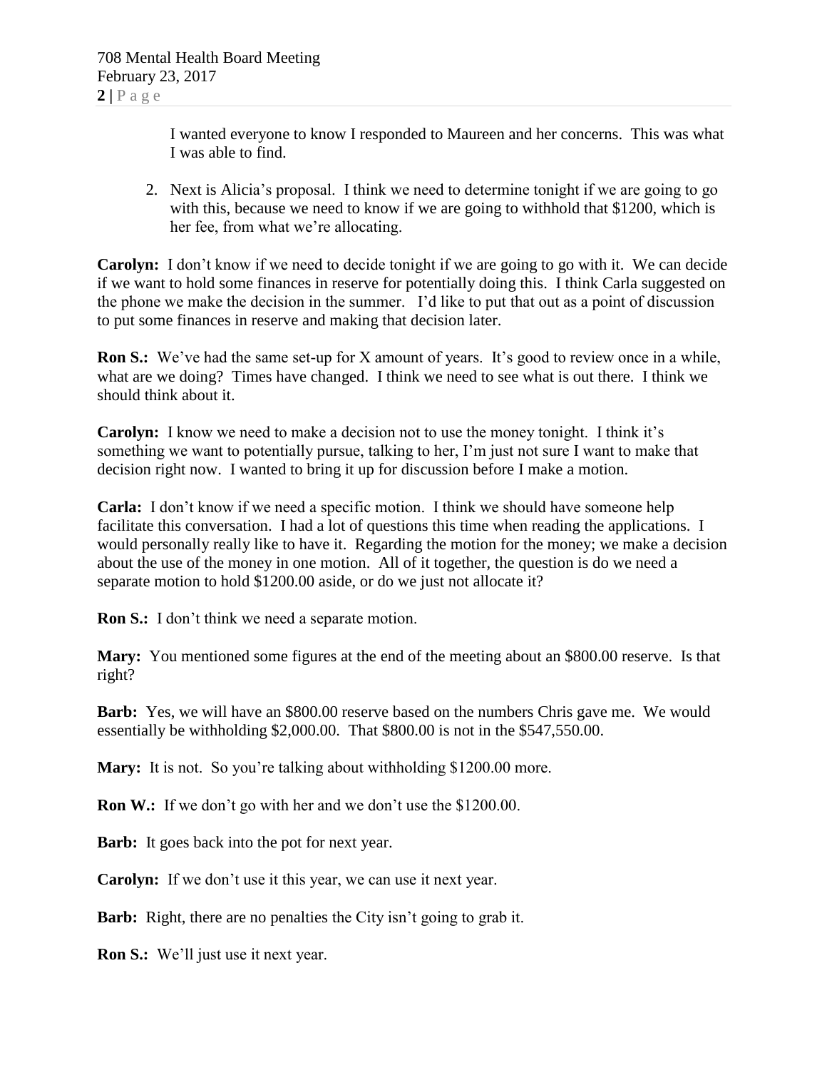I wanted everyone to know I responded to Maureen and her concerns. This was what I was able to find.

2. Next is Alicia's proposal. I think we need to determine tonight if we are going to go with this, because we need to know if we are going to withhold that $1200, which is her fee, from what we're allocating.

**Carolyn:** I don't know if we need to decide tonight if we are going to go with it. We can decide if we want to hold some finances in reserve for potentially doing this. I think Carla suggested on the phone we make the decision in the summer. I'd like to put that out as a point of discussion to put some finances in reserve and making that decision later.

**Ron S.:** We've had the same set-up for X amount of years. It's good to review once in a while, what are we doing? Times have changed. I think we need to see what is out there. I think we should think about it.

**Carolyn:** I know we need to make a decision not to use the money tonight. I think it's something we want to potentially pursue, talking to her, I'm just not sure I want to make that decision right now. I wanted to bring it up for discussion before I make a motion.

**Carla:** I don't know if we need a specific motion. I think we should have someone help facilitate this conversation. I had a lot of questions this time when reading the applications. I would personally really like to have it. Regarding the motion for the money; we make a decision about the use of the money in one motion. All of it together, the question is do we need a separate motion to hold $1200.00 aside, or do we just not allocate it?

**Ron S.:** I don't think we need a separate motion.

**Mary:** You mentioned some figures at the end of the meeting about an $800.00 reserve. Is that right?

**Barb:** Yes, we will have an $800.00 reserve based on the numbers Chris gave me. We would essentially be withholding $2,000.00. That $800.00 is not in the $547,550.00.

**Mary:** It is not. So you're talking about withholding $1200.00 more.

**Ron W.:** If we don't go with her and we don't use the $1200.00.

**Barb:** It goes back into the pot for next year.

**Carolyn:** If we don't use it this year, we can use it next year.

**Barb:** Right, there are no penalties the City isn't going to grab it.

**Ron S.:** We'll just use it next year.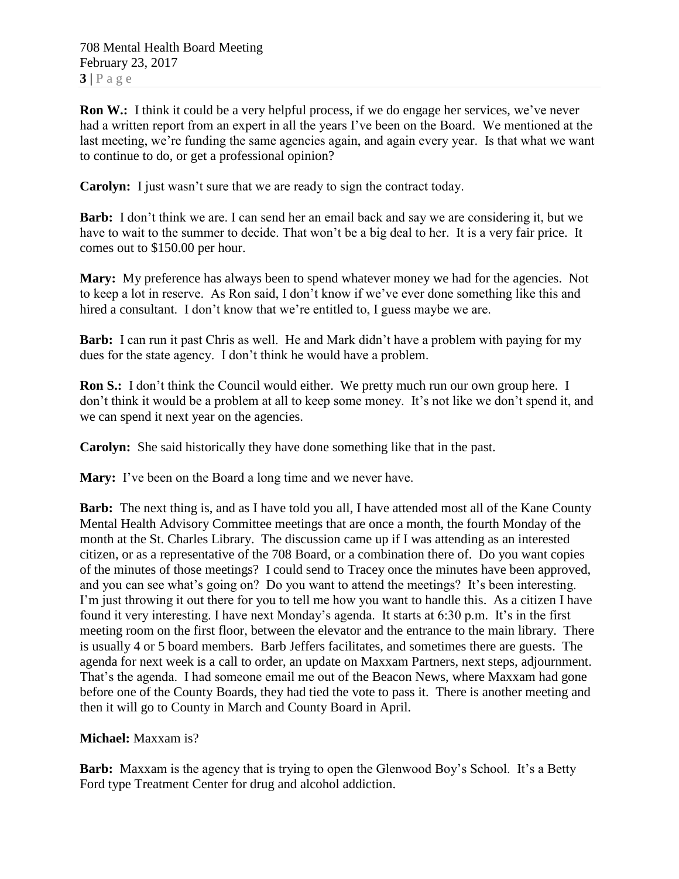**Ron W.:** I think it could be a very helpful process, if we do engage her services, we've never had a written report from an expert in all the years I've been on the Board. We mentioned at the last meeting, we're funding the same agencies again, and again every year. Is that what we want to continue to do, or get a professional opinion?

**Carolyn:** I just wasn't sure that we are ready to sign the contract today.

**Barb:** I don't think we are. I can send her an email back and say we are considering it, but we have to wait to the summer to decide. That won't be a big deal to her. It is a very fair price. It comes out to $150.00 per hour.

**Mary:** My preference has always been to spend whatever money we had for the agencies. Not to keep a lot in reserve. As Ron said, I don't know if we've ever done something like this and hired a consultant. I don't know that we're entitled to, I guess maybe we are.

**Barb:** I can run it past Chris as well. He and Mark didn't have a problem with paying for my dues for the state agency. I don't think he would have a problem.

**Ron S.:** I don't think the Council would either. We pretty much run our own group here. I don't think it would be a problem at all to keep some money. It's not like we don't spend it, and we can spend it next year on the agencies.

**Carolyn:** She said historically they have done something like that in the past.

**Mary:** I've been on the Board a long time and we never have.

**Barb:** The next thing is, and as I have told you all, I have attended most all of the Kane County Mental Health Advisory Committee meetings that are once a month, the fourth Monday of the month at the St. Charles Library. The discussion came up if I was attending as an interested citizen, or as a representative of the 708 Board, or a combination there of. Do you want copies of the minutes of those meetings? I could send to Tracey once the minutes have been approved, and you can see what's going on? Do you want to attend the meetings? It's been interesting. I'm just throwing it out there for you to tell me how you want to handle this. As a citizen I have found it very interesting. I have next Monday's agenda. It starts at 6:30 p.m. It's in the first meeting room on the first floor, between the elevator and the entrance to the main library. There is usually 4 or 5 board members. Barb Jeffers facilitates, and sometimes there are guests. The agenda for next week is a call to order, an update on Maxxam Partners, next steps, adjournment. That's the agenda. I had someone email me out of the Beacon News, where Maxxam had gone before one of the County Boards, they had tied the vote to pass it. There is another meeting and then it will go to County in March and County Board in April.

**Michael:** Maxxam is?

**Barb:** Maxxam is the agency that is trying to open the Glenwood Boy's School. It's a Betty Ford type Treatment Center for drug and alcohol addiction.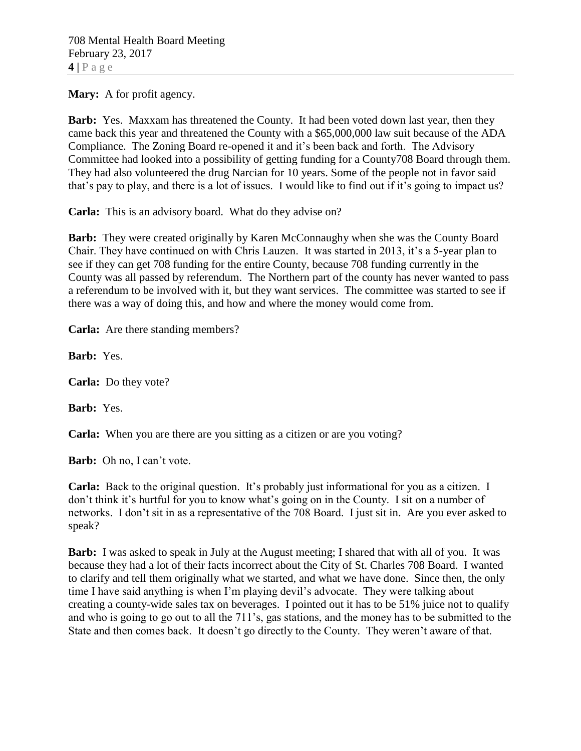**Mary:** A for profit agency.

**Barb:** Yes. Maxxam has threatened the County. It had been voted down last year, then they came back this year and threatened the County with a $65,000,000 law suit because of the ADA Compliance. The Zoning Board re-opened it and it's been back and forth. The Advisory Committee had looked into a possibility of getting funding for a County708 Board through them. They had also volunteered the drug Narcian for 10 years. Some of the people not in favor said that's pay to play, and there is a lot of issues. I would like to find out if it's going to impact us?

**Carla:** This is an advisory board. What do they advise on?

**Barb:** They were created originally by Karen McConnaughy when she was the County Board Chair. They have continued on with Chris Lauzen. It was started in 2013, it's a 5-year plan to see if they can get 708 funding for the entire County, because 708 funding currently in the County was all passed by referendum. The Northern part of the county has never wanted to pass a referendum to be involved with it, but they want services. The committee was started to see if there was a way of doing this, and how and where the money would come from.

**Carla:** Are there standing members?

**Barb:** Yes.

**Carla:** Do they vote?

**Barb:** Yes.

**Carla:** When you are there are you sitting as a citizen or are you voting?

**Barb:** Oh no, I can't vote.

**Carla:** Back to the original question. It's probably just informational for you as a citizen. I don't think it's hurtful for you to know what's going on in the County. I sit on a number of networks. I don't sit in as a representative of the 708 Board. I just sit in. Are you ever asked to speak?

**Barb:** I was asked to speak in July at the August meeting; I shared that with all of you. It was because they had a lot of their facts incorrect about the City of St. Charles 708 Board. I wanted to clarify and tell them originally what we started, and what we have done. Since then, the only time I have said anything is when I'm playing devil's advocate. They were talking about creating a county-wide sales tax on beverages. I pointed out it has to be 51% juice not to qualify and who is going to go out to all the 711's, gas stations, and the money has to be submitted to the State and then comes back. It doesn't go directly to the County. They weren't aware of that.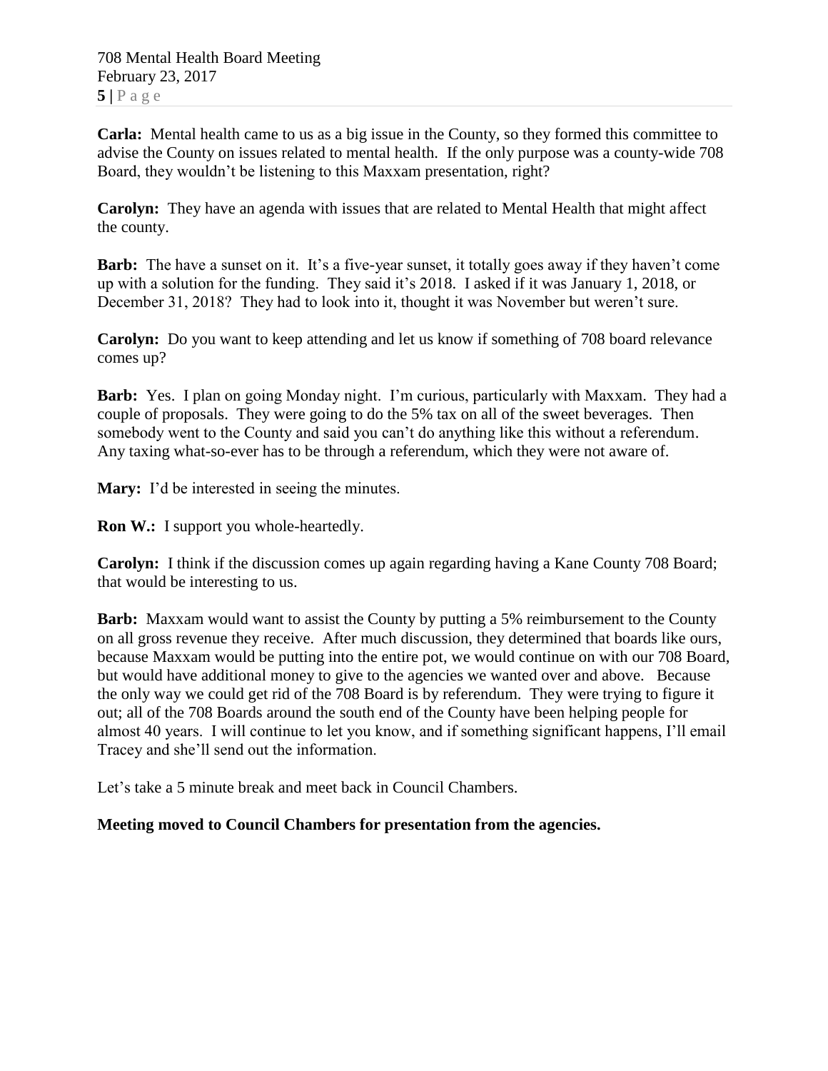**Carla:** Mental health came to us as a big issue in the County, so they formed this committee to advise the County on issues related to mental health. If the only purpose was a county-wide 708 Board, they wouldn't be listening to this Maxxam presentation, right?

**Carolyn:** They have an agenda with issues that are related to Mental Health that might affect the county.

**Barb:** The have a sunset on it. It's a five-year sunset, it totally goes away if they haven't come up with a solution for the funding. They said it's 2018. I asked if it was January 1, 2018, or December 31, 2018? They had to look into it, thought it was November but weren't sure.

**Carolyn:** Do you want to keep attending and let us know if something of 708 board relevance comes up?

**Barb:** Yes. I plan on going Monday night. I'm curious, particularly with Maxxam. They had a couple of proposals. They were going to do the 5% tax on all of the sweet beverages. Then somebody went to the County and said you can't do anything like this without a referendum. Any taxing what-so-ever has to be through a referendum, which they were not aware of.

**Mary:** I'd be interested in seeing the minutes.

**Ron W.:** I support you whole-heartedly.

**Carolyn:** I think if the discussion comes up again regarding having a Kane County 708 Board; that would be interesting to us.

**Barb:** Maxxam would want to assist the County by putting a 5% reimbursement to the County on all gross revenue they receive. After much discussion, they determined that boards like ours, because Maxxam would be putting into the entire pot, we would continue on with our 708 Board, but would have additional money to give to the agencies we wanted over and above. Because the only way we could get rid of the 708 Board is by referendum. They were trying to figure it out; all of the 708 Boards around the south end of the County have been helping people for almost 40 years. I will continue to let you know, and if something significant happens, I'll email Tracey and she'll send out the information.

Let's take a 5 minute break and meet back in Council Chambers.

**Meeting moved to Council Chambers for presentation from the agencies.**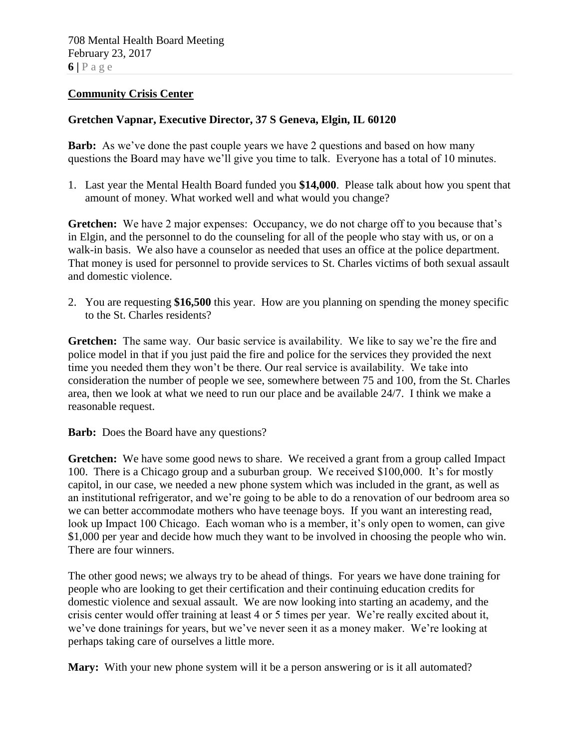**Community Crisis Center**

**Gretchen Vapnar, Executive Director, 37 S Geneva, Elgin, IL 60120**

**Barb:** As we've done the past couple years we have 2 questions and based on how many questions the Board may have we'll give you time to talk. Everyone has a total of 10 minutes.

1. Last year the Mental Health Board funded you **$14,000**. Please talk about how you spent that amount of money. What worked well and what would you change?

**Gretchen:** We have 2 major expenses: Occupancy, we do not charge off to you because that's in Elgin, and the personnel to do the counseling for all of the people who stay with us, or on a walk-in basis. We also have a counselor as needed that uses an office at the police department. That money is used for personnel to provide services to St. Charles victims of both sexual assault and domestic violence.

2. You are requesting **$16,500** this year. How are you planning on spending the money specific to the St. Charles residents?

**Gretchen:** The same way. Our basic service is availability. We like to say we're the fire and police model in that if you just paid the fire and police for the services they provided the next time you needed them they won't be there. Our real service is availability. We take into consideration the number of people we see, somewhere between 75 and 100, from the St. Charles area, then we look at what we need to run our place and be available 24/7. I think we make a reasonable request.

**Barb:** Does the Board have any questions?

**Gretchen:** We have some good news to share. We received a grant from a group called Impact 100. There is a Chicago group and a suburban group. We received $100,000. It's for mostly capitol, in our case, we needed a new phone system which was included in the grant, as well as an institutional refrigerator, and we're going to be able to do a renovation of our bedroom area so we can better accommodate mothers who have teenage boys. If you want an interesting read, look up Impact 100 Chicago. Each woman who is a member, it's only open to women, can give $1,000 per year and decide how much they want to be involved in choosing the people who win. There are four winners.

The other good news; we always try to be ahead of things. For years we have done training for people who are looking to get their certification and their continuing education credits for domestic violence and sexual assault. We are now looking into starting an academy, and the crisis center would offer training at least 4 or 5 times per year. We're really excited about it, we've done trainings for years, but we've never seen it as a money maker. We're looking at perhaps taking care of ourselves a little more.

**Mary:** With your new phone system will it be a person answering or is it all automated?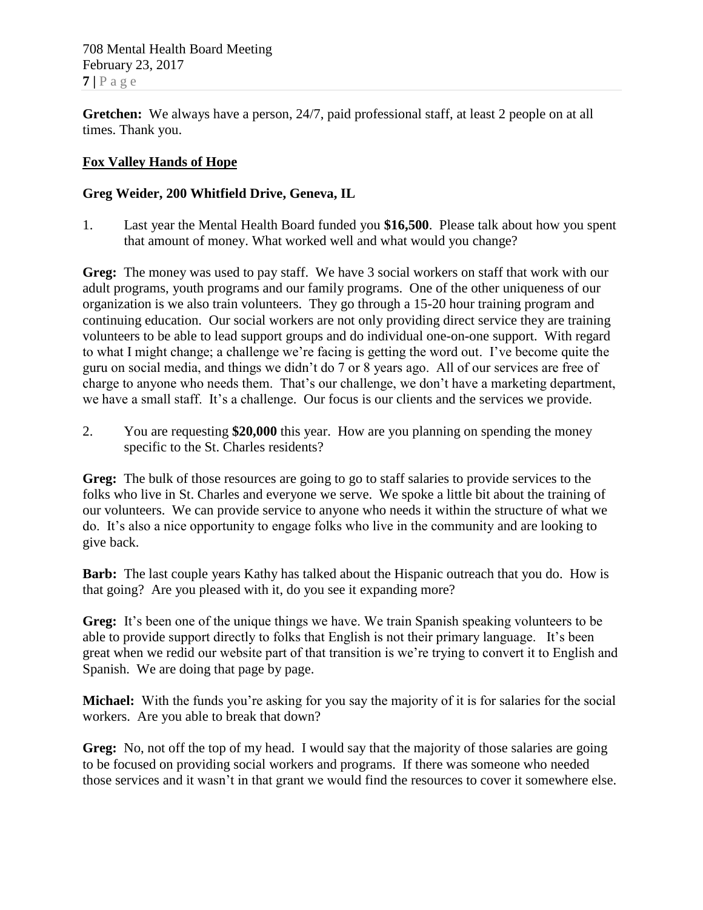**Gretchen:** We always have a person, 24/7, paid professional staff, at least 2 people on at all times. Thank you.

## Fox Valley Hands of Hope

### Greg Weider, 200 Whitfield Drive, Geneva, IL

1. Last year the Mental Health Board funded you **$16,500**. Please talk about how you spent that amount of money. What worked well and what would you change?

**Greg:** The money was used to pay staff. We have 3 social workers on staff that work with our adult programs, youth programs and our family programs. One of the other uniqueness of our organization is we also train volunteers. They go through a 15-20 hour training program and continuing education. Our social workers are not only providing direct service they are training volunteers to be able to lead support groups and do individual one-on-one support. With regard to what I might change; a challenge we're facing is getting the word out. I've become quite the guru on social media, and things we didn't do 7 or 8 years ago. All of our services are free of charge to anyone who needs them. That's our challenge, we don't have a marketing department, we have a small staff. It's a challenge. Our focus is our clients and the services we provide.

2. You are requesting **$20,000** this year. How are you planning on spending the money specific to the St. Charles residents?

**Greg:** The bulk of those resources are going to go to staff salaries to provide services to the folks who live in St. Charles and everyone we serve. We spoke a little bit about the training of our volunteers. We can provide service to anyone who needs it within the structure of what we do. It's also a nice opportunity to engage folks who live in the community and are looking to give back.

**Barb:** The last couple years Kathy has talked about the Hispanic outreach that you do. How is that going? Are you pleased with it, do you see it expanding more?

**Greg:** It's been one of the unique things we have. We train Spanish speaking volunteers to be able to provide support directly to folks that English is not their primary language. It's been great when we redid our website part of that transition is we're trying to convert it to English and Spanish. We are doing that page by page.

**Michael:** With the funds you're asking for you say the majority of it is for salaries for the social workers. Are you able to break that down?

**Greg:** No, not off the top of my head. I would say that the majority of those salaries are going to be focused on providing social workers and programs. If there was someone who needed those services and it wasn't in that grant we would find the resources to cover it somewhere else.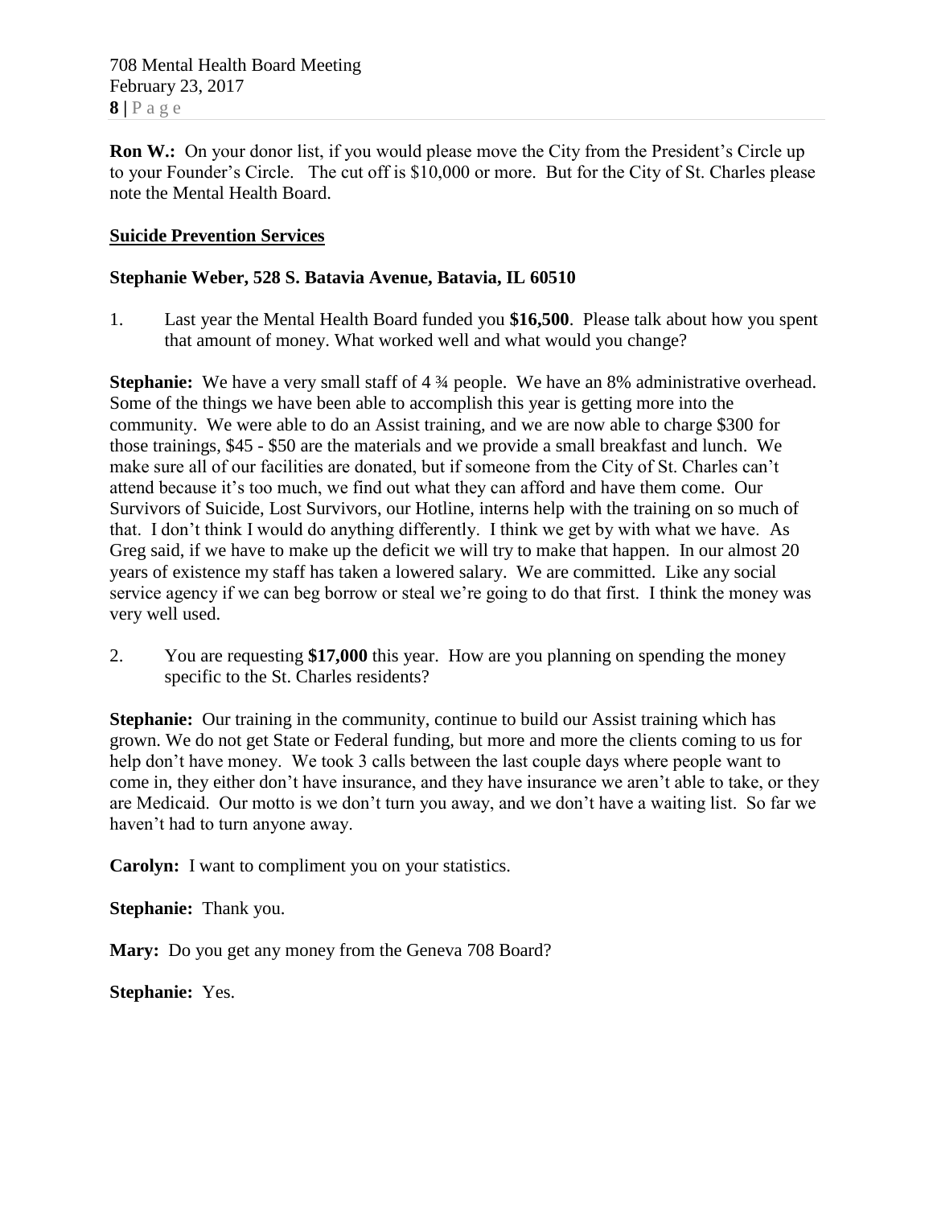**Ron W.:** On your donor list, if you would please move the City from the President's Circle up to your Founder's Circle. The cut off is $10,000 or more. But for the City of St. Charles please note the Mental Health Board.

**Suicide Prevention Services**

**Stephanie Weber, 528 S. Batavia Avenue, Batavia, IL 60510**

1. Last year the Mental Health Board funded you **$16,500**. Please talk about how you spent that amount of money. What worked well and what would you change?

**Stephanie:** We have a very small staff of 4 ¾ people. We have an 8% administrative overhead. Some of the things we have been able to accomplish this year is getting more into the community. We were able to do an Assist training, and we are now able to charge $300 for those trainings, $45 - $50 are the materials and we provide a small breakfast and lunch. We make sure all of our facilities are donated, but if someone from the City of St. Charles can't attend because it's too much, we find out what they can afford and have them come. Our Survivors of Suicide, Lost Survivors, our Hotline, interns help with the training on so much of that. I don't think I would do anything differently. I think we get by with what we have. As Greg said, if we have to make up the deficit we will try to make that happen. In our almost 20 years of existence my staff has taken a lowered salary. We are committed. Like any social service agency if we can beg borrow or steal we're going to do that first. I think the money was very well used.

2. You are requesting **$17,000** this year. How are you planning on spending the money specific to the St. Charles residents?

**Stephanie:** Our training in the community, continue to build our Assist training which has grown. We do not get State or Federal funding, but more and more the clients coming to us for help don't have money. We took 3 calls between the last couple days where people want to come in, they either don't have insurance, and they have insurance we aren't able to take, or they are Medicaid. Our motto is we don't turn you away, and we don't have a waiting list. So far we haven't had to turn anyone away.

**Carolyn:** I want to compliment you on your statistics.

**Stephanie:** Thank you.

**Mary:** Do you get any money from the Geneva 708 Board?

**Stephanie:** Yes.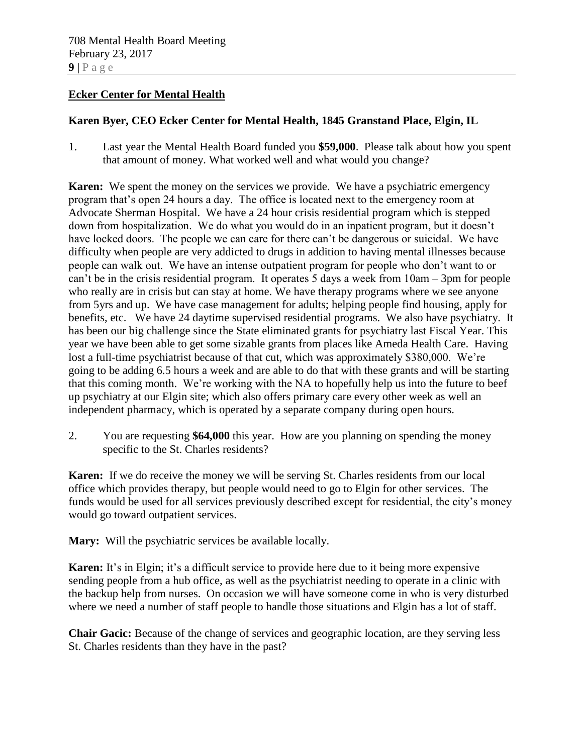## Ecker Center for Mental Health

**Karen Byer, CEO Ecker Center for Mental Health, 1845 Granstand Place, Elgin, IL**

1. Last year the Mental Health Board funded you **$59,000**. Please talk about how you spent that amount of money. What worked well and what would you change?

**Karen:** We spent the money on the services we provide. We have a psychiatric emergency program that's open 24 hours a day. The office is located next to the emergency room at Advocate Sherman Hospital. We have a 24 hour crisis residential program which is stepped down from hospitalization. We do what you would do in an inpatient program, but it doesn't have locked doors. The people we can care for there can't be dangerous or suicidal. We have difficulty when people are very addicted to drugs in addition to having mental illnesses because people can walk out. We have an intense outpatient program for people who don't want to or can't be in the crisis residential program. It operates 5 days a week from 10am – 3pm for people who really are in crisis but can stay at home. We have therapy programs where we see anyone from 5yrs and up. We have case management for adults; helping people find housing, apply for benefits, etc. We have 24 daytime supervised residential programs. We also have psychiatry. It has been our big challenge since the State eliminated grants for psychiatry last Fiscal Year. This year we have been able to get some sizable grants from places like Ameda Health Care. Having lost a full-time psychiatrist because of that cut, which was approximately $380,000. We're going to be adding 6.5 hours a week and are able to do that with these grants and will be starting that this coming month. We're working with the NA to hopefully help us into the future to beef up psychiatry at our Elgin site; which also offers primary care every other week as well an independent pharmacy, which is operated by a separate company during open hours.

2. You are requesting **$64,000** this year. How are you planning on spending the money specific to the St. Charles residents?

**Karen:** If we do receive the money we will be serving St. Charles residents from our local office which provides therapy, but people would need to go to Elgin for other services. The funds would be used for all services previously described except for residential, the city's money would go toward outpatient services.

**Mary:** Will the psychiatric services be available locally.

**Karen:** It's in Elgin; it's a difficult service to provide here due to it being more expensive sending people from a hub office, as well as the psychiatrist needing to operate in a clinic with the backup help from nurses. On occasion we will have someone come in who is very disturbed where we need a number of staff people to handle those situations and Elgin has a lot of staff.

**Chair Gacic:** Because of the change of services and geographic location, are they serving less St. Charles residents than they have in the past?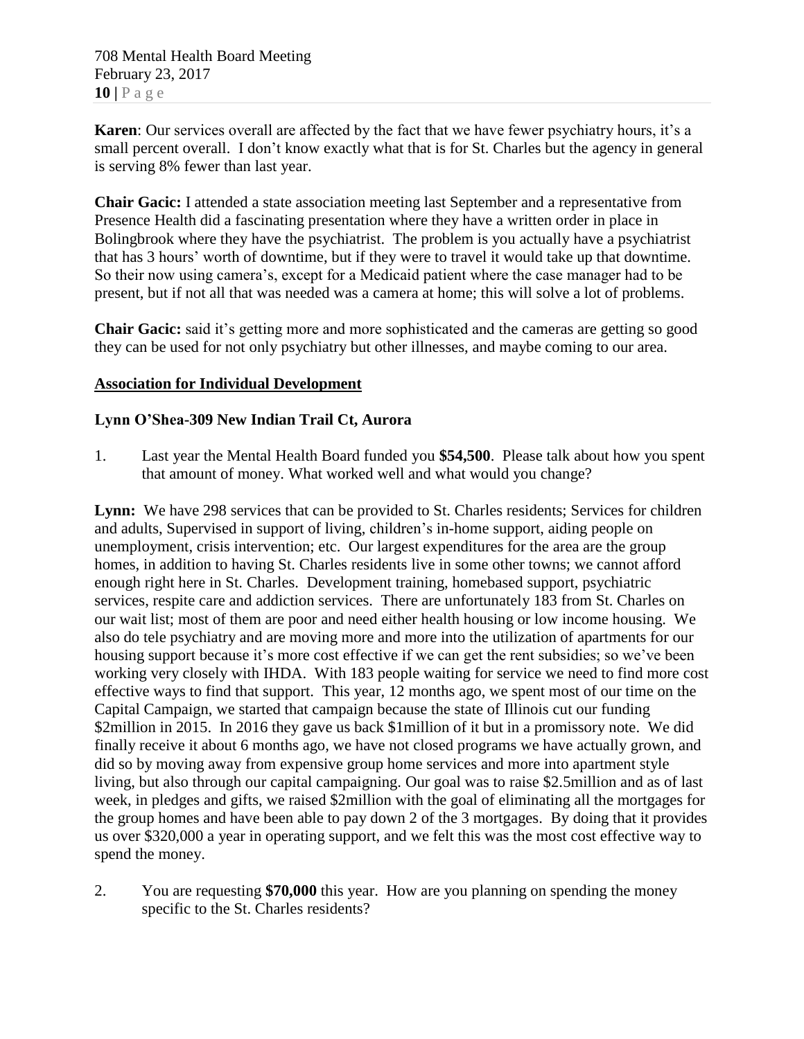**Karen**: Our services overall are affected by the fact that we have fewer psychiatry hours, it's a small percent overall. I don't know exactly what that is for St. Charles but the agency in general is serving 8% fewer than last year.

**Chair Gacic:** I attended a state association meeting last September and a representative from Presence Health did a fascinating presentation where they have a written order in place in Bolingbrook where they have the psychiatrist. The problem is you actually have a psychiatrist that has 3 hours' worth of downtime, but if they were to travel it would take up that downtime. So their now using camera's, except for a Medicaid patient where the case manager had to be present, but if not all that was needed was a camera at home; this will solve a lot of problems.

**Chair Gacic:** said it's getting more and more sophisticated and the cameras are getting so good they can be used for not only psychiatry but other illnesses, and maybe coming to our area.

**<u>Association for Individual Development</u>**

**Lynn O'Shea-309 New Indian Trail Ct, Aurora**

1. Last year the Mental Health Board funded you **$54,500**. Please talk about how you spent that amount of money. What worked well and what would you change?

**Lynn:** We have 298 services that can be provided to St. Charles residents; Services for children and adults, Supervised in support of living, children's in-home support, aiding people on unemployment, crisis intervention; etc. Our largest expenditures for the area are the group homes, in addition to having St. Charles residents live in some other towns; we cannot afford enough right here in St. Charles. Development training, homebased support, psychiatric services, respite care and addiction services. There are unfortunately 183 from St. Charles on our wait list; most of them are poor and need either health housing or low income housing. We also do tele psychiatry and are moving more and more into the utilization of apartments for our housing support because it's more cost effective if we can get the rent subsidies; so we've been working very closely with IHDA. With 183 people waiting for service we need to find more cost effective ways to find that support. This year, 12 months ago, we spent most of our time on the Capital Campaign, we started that campaign because the state of Illinois cut our funding $2million in 2015. In 2016 they gave us back $1million of it but in a promissory note. We did finally receive it about 6 months ago, we have not closed programs we have actually grown, and did so by moving away from expensive group home services and more into apartment style living, but also through our capital campaigning. Our goal was to raise $2.5million and as of last week, in pledges and gifts, we raised $2million with the goal of eliminating all the mortgages for the group homes and have been able to pay down 2 of the 3 mortgages. By doing that it provides us over $320,000 a year in operating support, and we felt this was the most cost effective way to spend the money.

2. You are requesting **$70,000** this year. How are you planning on spending the money specific to the St. Charles residents?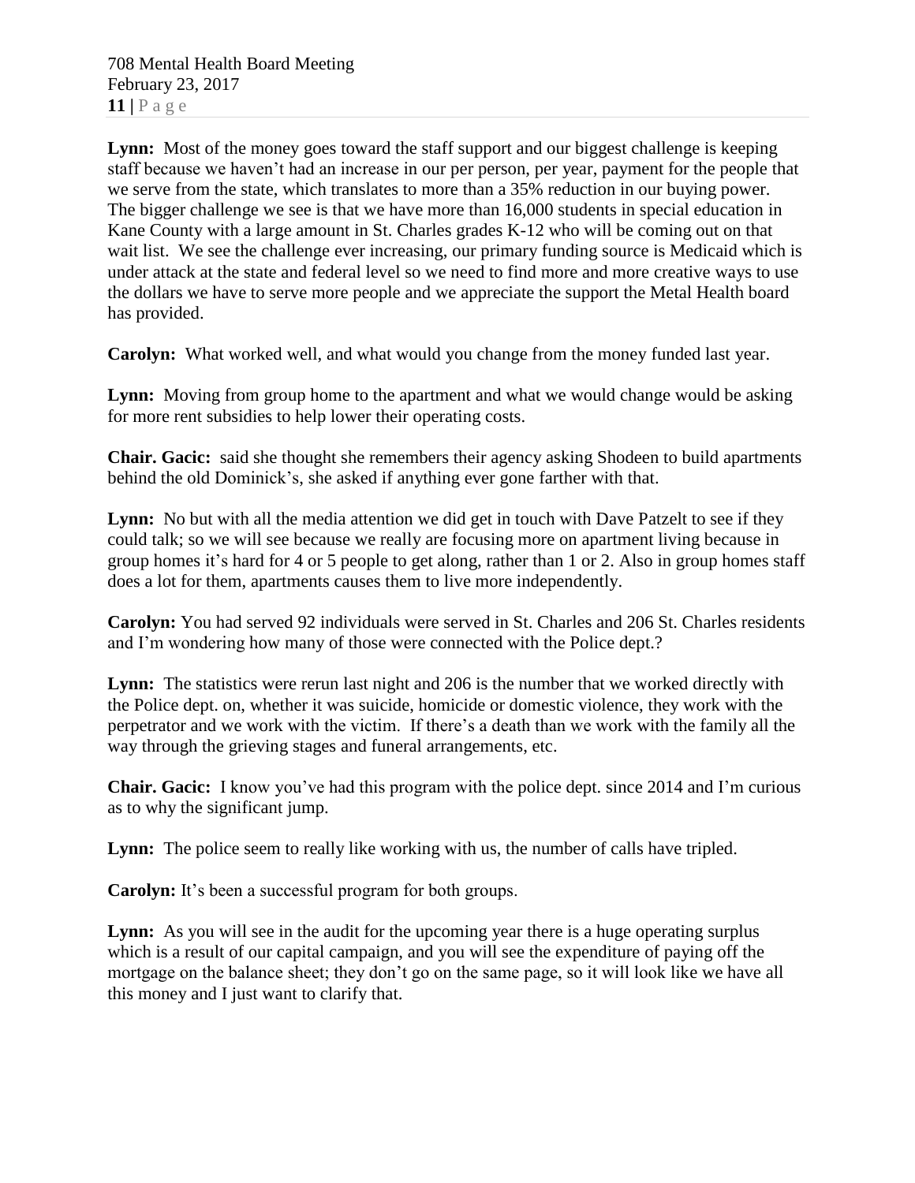**Lynn:** Most of the money goes toward the staff support and our biggest challenge is keeping staff because we haven't had an increase in our per person, per year, payment for the people that we serve from the state, which translates to more than a 35% reduction in our buying power. The bigger challenge we see is that we have more than 16,000 students in special education in Kane County with a large amount in St. Charles grades K-12 who will be coming out on that wait list. We see the challenge ever increasing, our primary funding source is Medicaid which is under attack at the state and federal level so we need to find more and more creative ways to use the dollars we have to serve more people and we appreciate the support the Metal Health board has provided.

**Carolyn:** What worked well, and what would you change from the money funded last year.

**Lynn:** Moving from group home to the apartment and what we would change would be asking for more rent subsidies to help lower their operating costs.

**Chair. Gacic:** said she thought she remembers their agency asking Shodeen to build apartments behind the old Dominick's, she asked if anything ever gone farther with that.

**Lynn:** No but with all the media attention we did get in touch with Dave Patzelt to see if they could talk; so we will see because we really are focusing more on apartment living because in group homes it's hard for 4 or 5 people to get along, rather than 1 or 2. Also in group homes staff does a lot for them, apartments causes them to live more independently.

**Carolyn:** You had served 92 individuals were served in St. Charles and 206 St. Charles residents and I'm wondering how many of those were connected with the Police dept.?

**Lynn:** The statistics were rerun last night and 206 is the number that we worked directly with the Police dept. on, whether it was suicide, homicide or domestic violence, they work with the perpetrator and we work with the victim. If there's a death than we work with the family all the way through the grieving stages and funeral arrangements, etc.

**Chair. Gacic:** I know you've had this program with the police dept. since 2014 and I'm curious as to why the significant jump.

**Lynn:** The police seem to really like working with us, the number of calls have tripled.

**Carolyn:** It's been a successful program for both groups.

**Lynn:** As you will see in the audit for the upcoming year there is a huge operating surplus which is a result of our capital campaign, and you will see the expenditure of paying off the mortgage on the balance sheet; they don't go on the same page, so it will look like we have all this money and I just want to clarify that.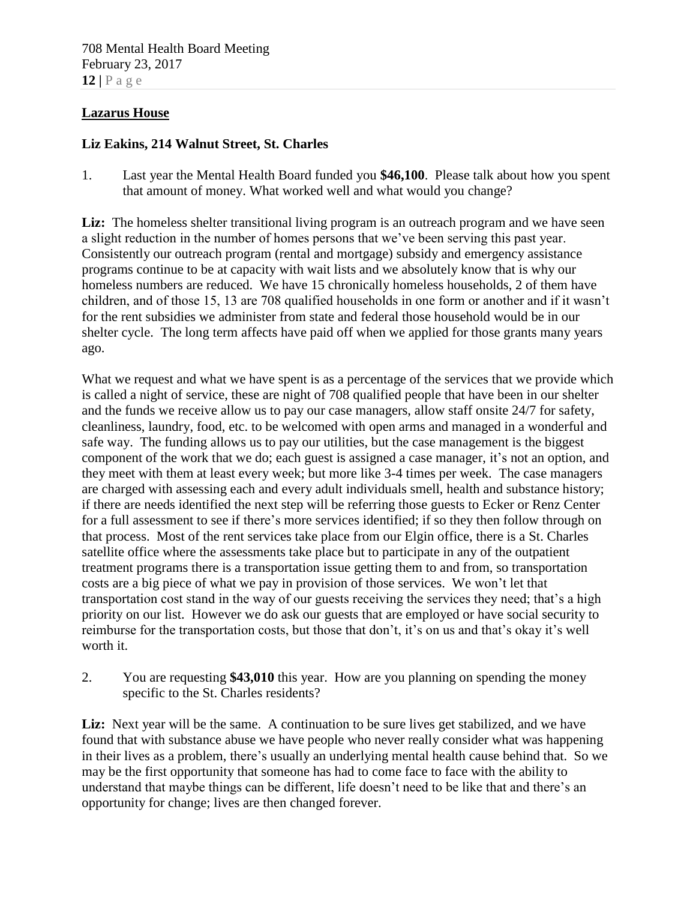## Lazarus House

**Liz Eakins, 214 Walnut Street, St. Charles**

1. Last year the Mental Health Board funded you **$46,100**. Please talk about how you spent that amount of money. What worked well and what would you change?

**Liz:** The homeless shelter transitional living program is an outreach program and we have seen a slight reduction in the number of homes persons that we've been serving this past year. Consistently our outreach program (rental and mortgage) subsidy and emergency assistance programs continue to be at capacity with wait lists and we absolutely know that is why our homeless numbers are reduced. We have 15 chronically homeless households, 2 of them have children, and of those 15, 13 are 708 qualified households in one form or another and if it wasn't for the rent subsidies we administer from state and federal those household would be in our shelter cycle. The long term affects have paid off when we applied for those grants many years ago.

What we request and what we have spent is as a percentage of the services that we provide which is called a night of service, these are night of 708 qualified people that have been in our shelter and the funds we receive allow us to pay our case managers, allow staff onsite 24/7 for safety, cleanliness, laundry, food, etc. to be welcomed with open arms and managed in a wonderful and safe way. The funding allows us to pay our utilities, but the case management is the biggest component of the work that we do; each guest is assigned a case manager, it's not an option, and they meet with them at least every week; but more like 3-4 times per week. The case managers are charged with assessing each and every adult individuals smell, health and substance history; if there are needs identified the next step will be referring those guests to Ecker or Renz Center for a full assessment to see if there's more services identified; if so they then follow through on that process. Most of the rent services take place from our Elgin office, there is a St. Charles satellite office where the assessments take place but to participate in any of the outpatient treatment programs there is a transportation issue getting them to and from, so transportation costs are a big piece of what we pay in provision of those services. We won't let that transportation cost stand in the way of our guests receiving the services they need; that's a high priority on our list. However we do ask our guests that are employed or have social security to reimburse for the transportation costs, but those that don't, it's on us and that's okay it's well worth it.

2. You are requesting **$43,010** this year. How are you planning on spending the money specific to the St. Charles residents?

**Liz:** Next year will be the same. A continuation to be sure lives get stabilized, and we have found that with substance abuse we have people who never really consider what was happening in their lives as a problem, there's usually an underlying mental health cause behind that. So we may be the first opportunity that someone has had to come face to face with the ability to understand that maybe things can be different, life doesn't need to be like that and there's an opportunity for change; lives are then changed forever.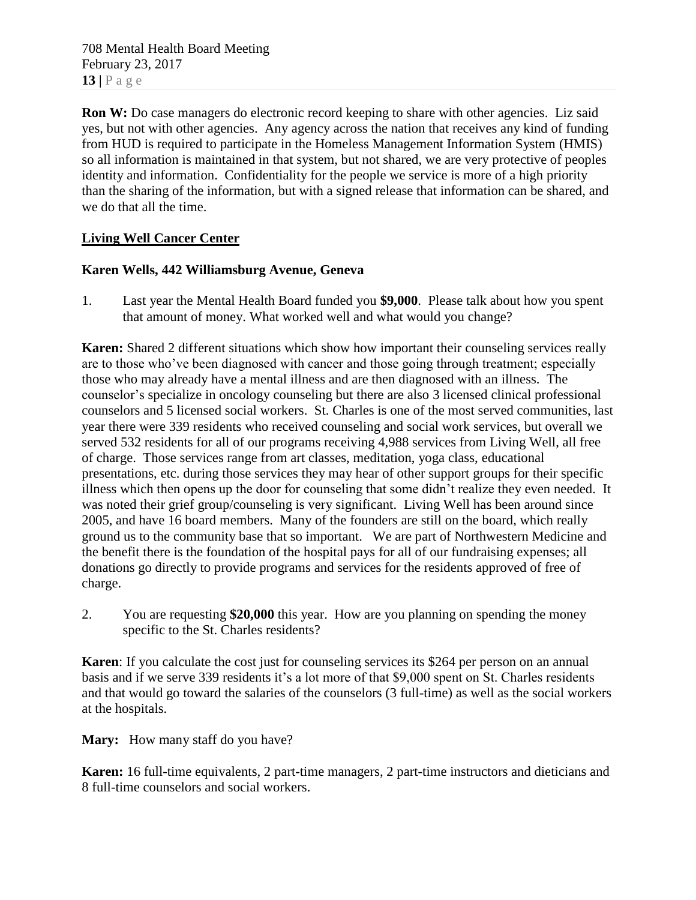**Ron W:** Do case managers do electronic record keeping to share with other agencies. Liz said yes, but not with other agencies. Any agency across the nation that receives any kind of funding from HUD is required to participate in the Homeless Management Information System (HMIS) so all information is maintained in that system, but not shared, we are very protective of peoples identity and information. Confidentiality for the people we service is more of a high priority than the sharing of the information, but with a signed release that information can be shared, and we do that all the time.

**Living Well Cancer Center**

**Karen Wells, 442 Williamsburg Avenue, Geneva**

1. Last year the Mental Health Board funded you **$9,000**. Please talk about how you spent that amount of money. What worked well and what would you change?

**Karen:** Shared 2 different situations which show how important their counseling services really are to those who've been diagnosed with cancer and those going through treatment; especially those who may already have a mental illness and are then diagnosed with an illness. The counselor's specialize in oncology counseling but there are also 3 licensed clinical professional counselors and 5 licensed social workers. St. Charles is one of the most served communities, last year there were 339 residents who received counseling and social work services, but overall we served 532 residents for all of our programs receiving 4,988 services from Living Well, all free of charge. Those services range from art classes, meditation, yoga class, educational presentations, etc. during those services they may hear of other support groups for their specific illness which then opens up the door for counseling that some didn't realize they even needed. It was noted their grief group/counseling is very significant. Living Well has been around since 2005, and have 16 board members. Many of the founders are still on the board, which really ground us to the community base that so important. We are part of Northwestern Medicine and the benefit there is the foundation of the hospital pays for all of our fundraising expenses; all donations go directly to provide programs and services for the residents approved of free of charge.

2. You are requesting **$20,000** this year. How are you planning on spending the money specific to the St. Charles residents?

**Karen**: If you calculate the cost just for counseling services its $264 per person on an annual basis and if we serve 339 residents it's a lot more of that $9,000 spent on St. Charles residents and that would go toward the salaries of the counselors (3 full-time) as well as the social workers at the hospitals.

**Mary:** How many staff do you have?

**Karen:** 16 full-time equivalents, 2 part-time managers, 2 part-time instructors and dieticians and 8 full-time counselors and social workers.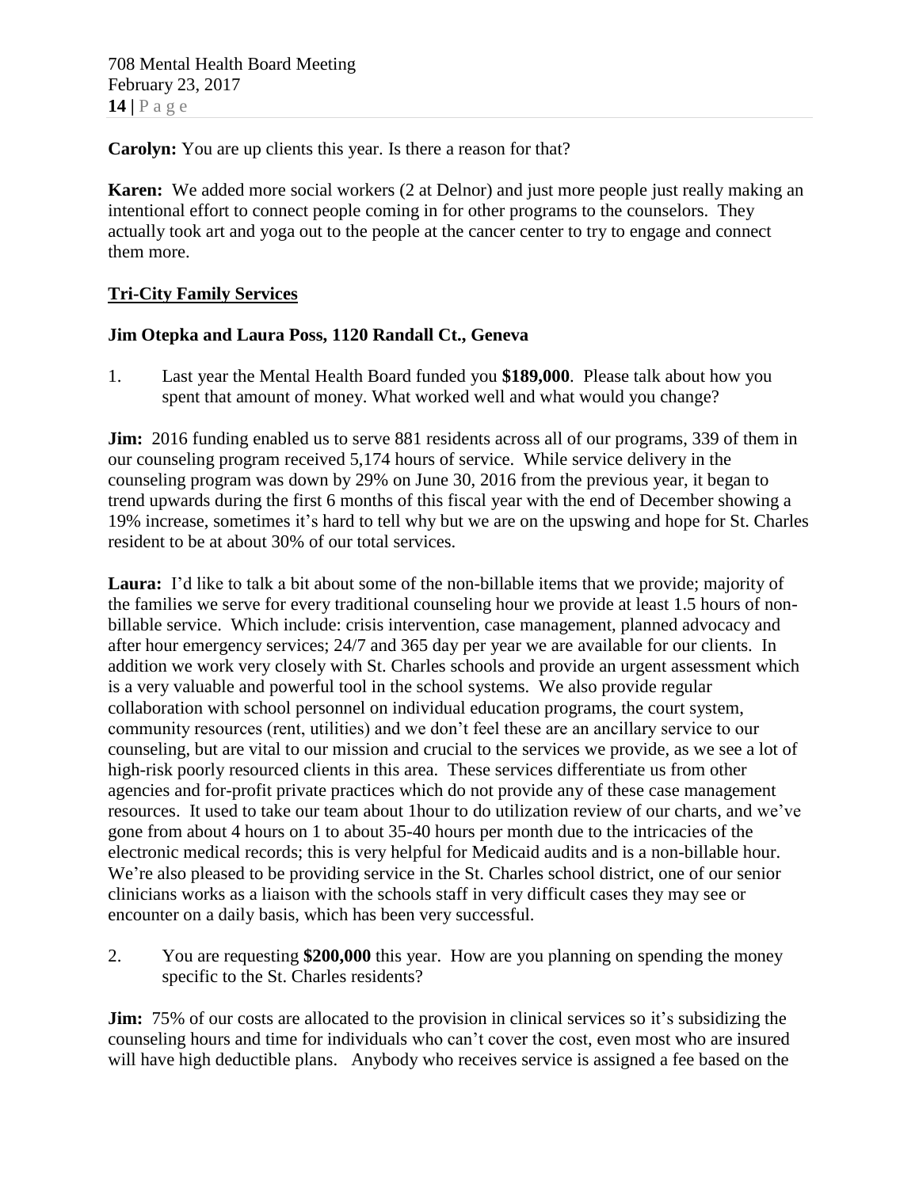**Carolyn:** You are up clients this year. Is there a reason for that?

**Karen:** We added more social workers (2 at Delnor) and just more people just really making an intentional effort to connect people coming in for other programs to the counselors. They actually took art and yoga out to the people at the cancer center to try to engage and connect them more.

**Tri-City Family Services**

**Jim Otepka and Laura Poss, 1120 Randall Ct., Geneva**

1. Last year the Mental Health Board funded you **$189,000**. Please talk about how you spent that amount of money. What worked well and what would you change?

**Jim:** 2016 funding enabled us to serve 881 residents across all of our programs, 339 of them in our counseling program received 5,174 hours of service. While service delivery in the counseling program was down by 29% on June 30, 2016 from the previous year, it began to trend upwards during the first 6 months of this fiscal year with the end of December showing a 19% increase, sometimes it's hard to tell why but we are on the upswing and hope for St. Charles resident to be at about 30% of our total services.

**Laura:** I'd like to talk a bit about some of the non-billable items that we provide; majority of the families we serve for every traditional counseling hour we provide at least 1.5 hours of non-billable service. Which include: crisis intervention, case management, planned advocacy and after hour emergency services; 24/7 and 365 day per year we are available for our clients. In addition we work very closely with St. Charles schools and provide an urgent assessment which is a very valuable and powerful tool in the school systems. We also provide regular collaboration with school personnel on individual education programs, the court system, community resources (rent, utilities) and we don't feel these are an ancillary service to our counseling, but are vital to our mission and crucial to the services we provide, as we see a lot of high-risk poorly resourced clients in this area. These services differentiate us from other agencies and for-profit private practices which do not provide any of these case management resources. It used to take our team about 1hour to do utilization review of our charts, and we've gone from about 4 hours on 1 to about 35-40 hours per month due to the intricacies of the electronic medical records; this is very helpful for Medicaid audits and is a non-billable hour. We're also pleased to be providing service in the St. Charles school district, one of our senior clinicians works as a liaison with the schools staff in very difficult cases they may see or encounter on a daily basis, which has been very successful.

2. You are requesting **$200,000** this year. How are you planning on spending the money specific to the St. Charles residents?

**Jim:** 75% of our costs are allocated to the provision in clinical services so it's subsidizing the counseling hours and time for individuals who can't cover the cost, even most who are insured will have high deductible plans. Anybody who receives service is assigned a fee based on the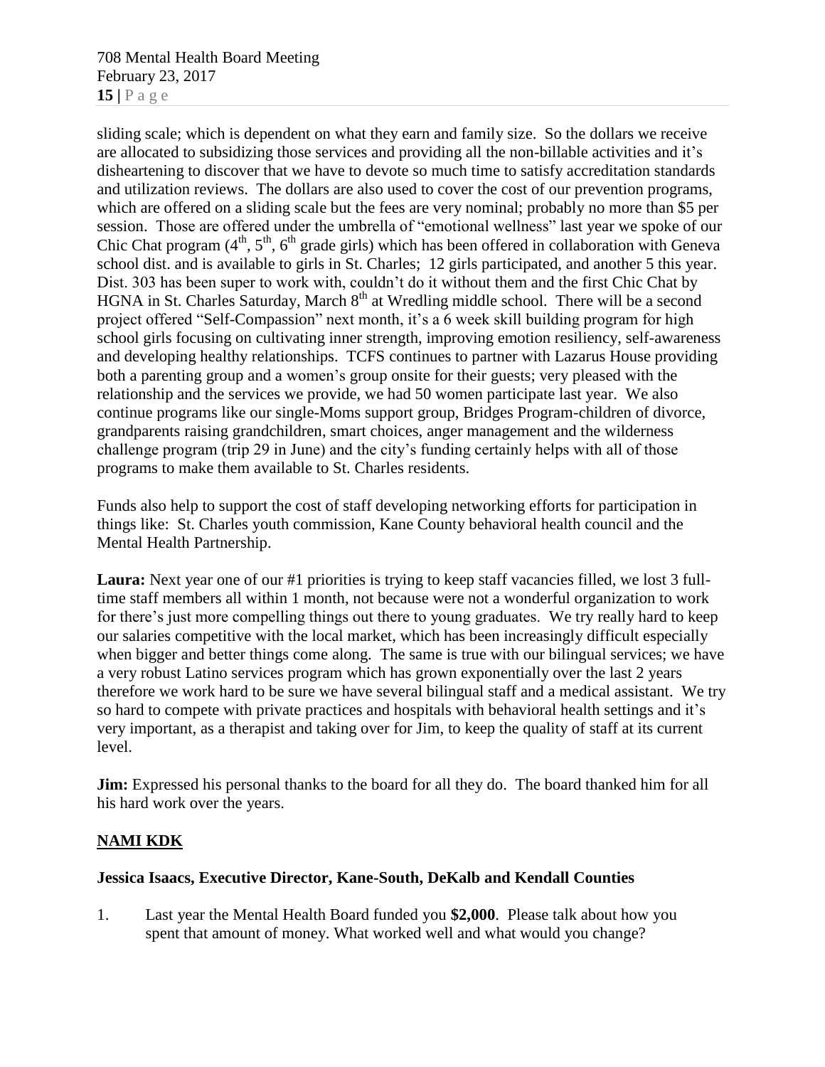sliding scale; which is dependent on what they earn and family size. So the dollars we receive are allocated to subsidizing those services and providing all the non-billable activities and it's disheartening to discover that we have to devote so much time to satisfy accreditation standards and utilization reviews. The dollars are also used to cover the cost of our prevention programs, which are offered on a sliding scale but the fees are very nominal; probably no more than $5 per session. Those are offered under the umbrella of "emotional wellness" last year we spoke of our Chic Chat program (4th, 5th, 6th grade girls) which has been offered in collaboration with Geneva school dist. and is available to girls in St. Charles; 12 girls participated, and another 5 this year. Dist. 303 has been super to work with, couldn't do it without them and the first Chic Chat by HGNA in St. Charles Saturday, March 8th at Wredling middle school. There will be a second project offered "Self-Compassion" next month, it's a 6 week skill building program for high school girls focusing on cultivating inner strength, improving emotion resiliency, self-awareness and developing healthy relationships. TCFS continues to partner with Lazarus House providing both a parenting group and a women's group onsite for their guests; very pleased with the relationship and the services we provide, we had 50 women participate last year. We also continue programs like our single-Moms support group, Bridges Program-children of divorce, grandparents raising grandchildren, smart choices, anger management and the wilderness challenge program (trip 29 in June) and the city's funding certainly helps with all of those programs to make them available to St. Charles residents.

Funds also help to support the cost of staff developing networking efforts for participation in things like: St. Charles youth commission, Kane County behavioral health council and the Mental Health Partnership.

**Laura:** Next year one of our #1 priorities is trying to keep staff vacancies filled, we lost 3 full-time staff members all within 1 month, not because were not a wonderful organization to work for there's just more compelling things out there to young graduates. We try really hard to keep our salaries competitive with the local market, which has been increasingly difficult especially when bigger and better things come along. The same is true with our bilingual services; we have a very robust Latino services program which has grown exponentially over the last 2 years therefore we work hard to be sure we have several bilingual staff and a medical assistant. We try so hard to compete with private practices and hospitals with behavioral health settings and it's very important, as a therapist and taking over for Jim, to keep the quality of staff at its current level.

**Jim:** Expressed his personal thanks to the board for all they do. The board thanked him for all his hard work over the years.

## NAMI KDK

**Jessica Isaacs, Executive Director, Kane-South, DeKalb and Kendall Counties**

1. Last year the Mental Health Board funded you **$2,000**. Please talk about how you spent that amount of money. What worked well and what would you change?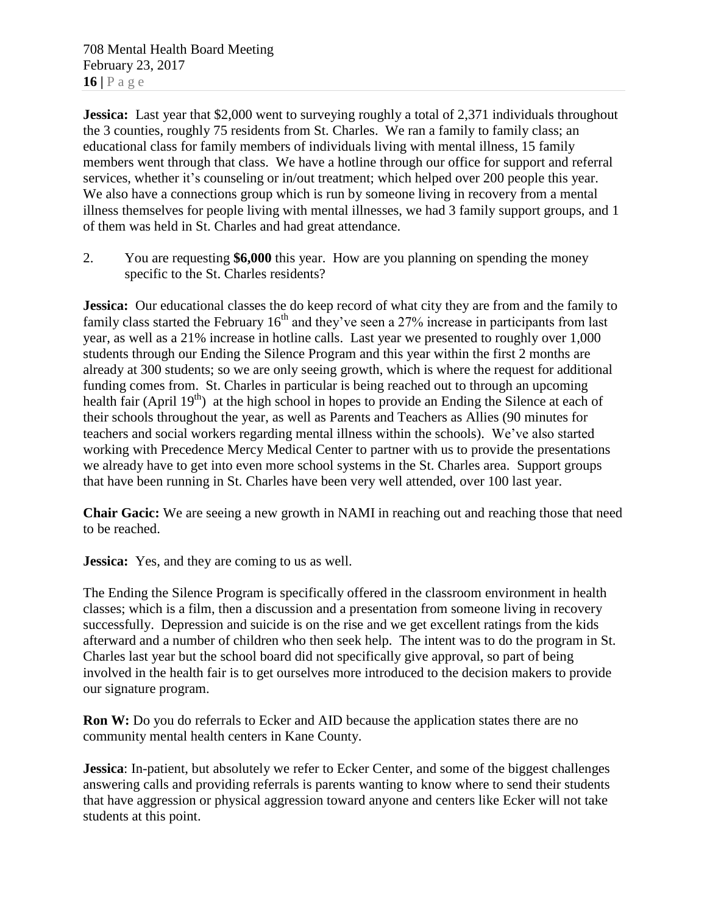**Jessica:** Last year that $2,000 went to surveying roughly a total of 2,371 individuals throughout the 3 counties, roughly 75 residents from St. Charles. We ran a family to family class; an educational class for family members of individuals living with mental illness, 15 family members went through that class. We have a hotline through our office for support and referral services, whether it's counseling or in/out treatment; which helped over 200 people this year. We also have a connections group which is run by someone living in recovery from a mental illness themselves for people living with mental illnesses, we had 3 family support groups, and 1 of them was held in St. Charles and had great attendance.

2. You are requesting **$6,000** this year. How are you planning on spending the money specific to the St. Charles residents?

**Jessica:** Our educational classes the do keep record of what city they are from and the family to family class started the February 16th and they've seen a 27% increase in participants from last year, as well as a 21% increase in hotline calls. Last year we presented to roughly over 1,000 students through our Ending the Silence Program and this year within the first 2 months are already at 300 students; so we are only seeing growth, which is where the request for additional funding comes from. St. Charles in particular is being reached out to through an upcoming health fair (April 19th) at the high school in hopes to provide an Ending the Silence at each of their schools throughout the year, as well as Parents and Teachers as Allies (90 minutes for teachers and social workers regarding mental illness within the schools). We've also started working with Precedence Mercy Medical Center to partner with us to provide the presentations we already have to get into even more school systems in the St. Charles area. Support groups that have been running in St. Charles have been very well attended, over 100 last year.

**Chair Gacic:** We are seeing a new growth in NAMI in reaching out and reaching those that need to be reached.

**Jessica:** Yes, and they are coming to us as well.

The Ending the Silence Program is specifically offered in the classroom environment in health classes; which is a film, then a discussion and a presentation from someone living in recovery successfully. Depression and suicide is on the rise and we get excellent ratings from the kids afterward and a number of children who then seek help. The intent was to do the program in St. Charles last year but the school board did not specifically give approval, so part of being involved in the health fair is to get ourselves more introduced to the decision makers to provide our signature program.

**Ron W:** Do you do referrals to Ecker and AID because the application states there are no community mental health centers in Kane County.

**Jessica**: In-patient, but absolutely we refer to Ecker Center, and some of the biggest challenges answering calls and providing referrals is parents wanting to know where to send their students that have aggression or physical aggression toward anyone and centers like Ecker will not take students at this point.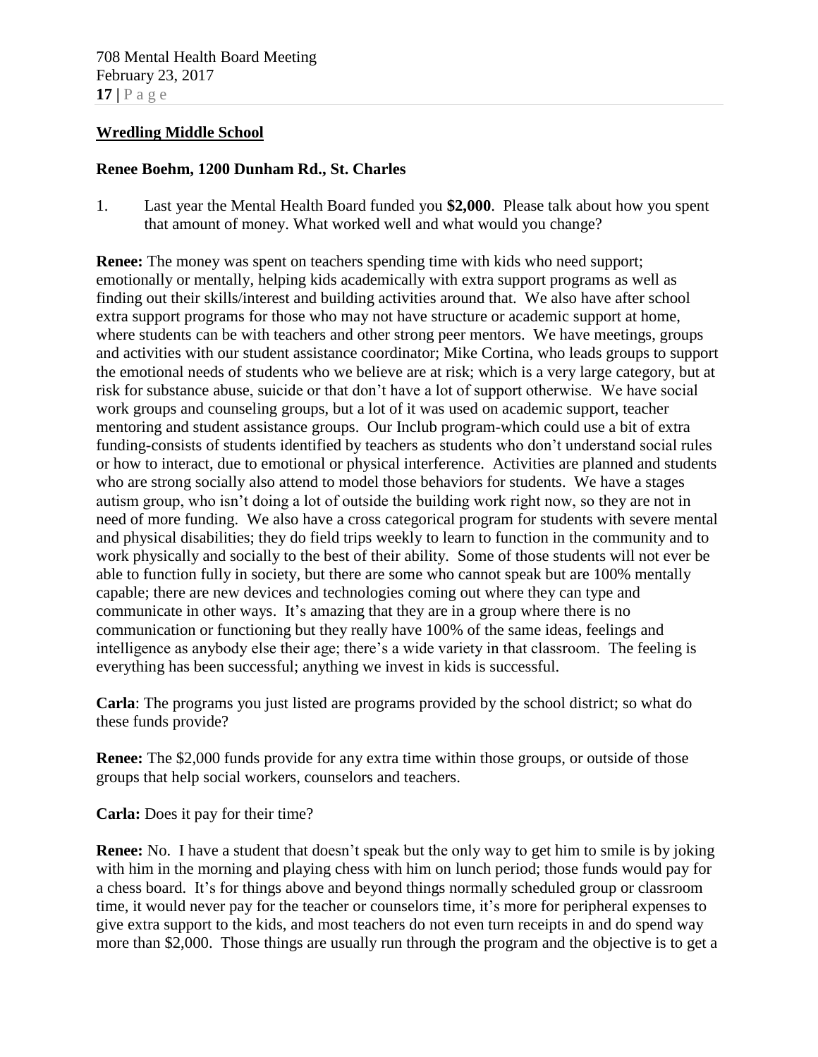**Wredling Middle School**

**Renee Boehm, 1200 Dunham Rd., St. Charles**

1. Last year the Mental Health Board funded you **$2,000**. Please talk about how you spent that amount of money. What worked well and what would you change?

**Renee:** The money was spent on teachers spending time with kids who need support; emotionally or mentally, helping kids academically with extra support programs as well as finding out their skills/interest and building activities around that. We also have after school extra support programs for those who may not have structure or academic support at home, where students can be with teachers and other strong peer mentors. We have meetings, groups and activities with our student assistance coordinator; Mike Cortina, who leads groups to support the emotional needs of students who we believe are at risk; which is a very large category, but at risk for substance abuse, suicide or that don't have a lot of support otherwise. We have social work groups and counseling groups, but a lot of it was used on academic support, teacher mentoring and student assistance groups. Our Inclub program-which could use a bit of extra funding-consists of students identified by teachers as students who don't understand social rules or how to interact, due to emotional or physical interference. Activities are planned and students who are strong socially also attend to model those behaviors for students. We have a stages autism group, who isn't doing a lot of outside the building work right now, so they are not in need of more funding. We also have a cross categorical program for students with severe mental and physical disabilities; they do field trips weekly to learn to function in the community and to work physically and socially to the best of their ability. Some of those students will not ever be able to function fully in society, but there are some who cannot speak but are 100% mentally capable; there are new devices and technologies coming out where they can type and communicate in other ways. It's amazing that they are in a group where there is no communication or functioning but they really have 100% of the same ideas, feelings and intelligence as anybody else their age; there's a wide variety in that classroom. The feeling is everything has been successful; anything we invest in kids is successful.

**Carla**: The programs you just listed are programs provided by the school district; so what do these funds provide?

**Renee:** The $2,000 funds provide for any extra time within those groups, or outside of those groups that help social workers, counselors and teachers.

**Carla:** Does it pay for their time?

**Renee:** No. I have a student that doesn't speak but the only way to get him to smile is by joking with him in the morning and playing chess with him on lunch period; those funds would pay for a chess board. It's for things above and beyond things normally scheduled group or classroom time, it would never pay for the teacher or counselors time, it's more for peripheral expenses to give extra support to the kids, and most teachers do not even turn receipts in and do spend way more than $2,000. Those things are usually run through the program and the objective is to get a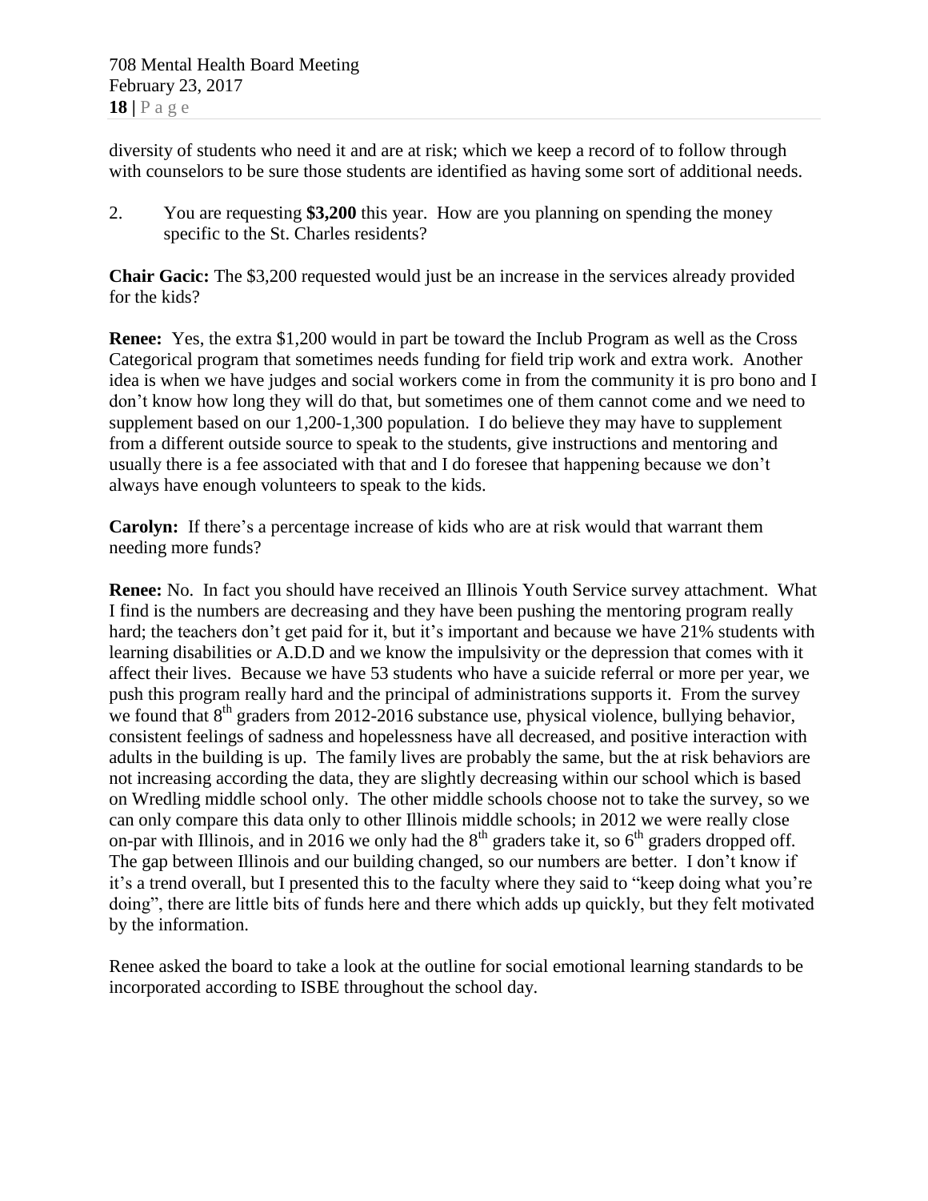diversity of students who need it and are at risk; which we keep a record of to follow through with counselors to be sure those students are identified as having some sort of additional needs.

2. You are requesting **$3,200** this year. How are you planning on spending the money specific to the St. Charles residents?

**Chair Gacic:** The $3,200 requested would just be an increase in the services already provided for the kids?

**Renee:** Yes, the extra $1,200 would in part be toward the Inclub Program as well as the Cross Categorical program that sometimes needs funding for field trip work and extra work. Another idea is when we have judges and social workers come in from the community it is pro bono and I don't know how long they will do that, but sometimes one of them cannot come and we need to supplement based on our 1,200-1,300 population. I do believe they may have to supplement from a different outside source to speak to the students, give instructions and mentoring and usually there is a fee associated with that and I do foresee that happening because we don't always have enough volunteers to speak to the kids.

**Carolyn:** If there's a percentage increase of kids who are at risk would that warrant them needing more funds?

**Renee:** No. In fact you should have received an Illinois Youth Service survey attachment. What I find is the numbers are decreasing and they have been pushing the mentoring program really hard; the teachers don't get paid for it, but it's important and because we have 21% students with learning disabilities or A.D.D and we know the impulsivity or the depression that comes with it affect their lives. Because we have 53 students who have a suicide referral or more per year, we push this program really hard and the principal of administrations supports it. From the survey we found that 8th graders from 2012-2016 substance use, physical violence, bullying behavior, consistent feelings of sadness and hopelessness have all decreased, and positive interaction with adults in the building is up. The family lives are probably the same, but the at risk behaviors are not increasing according the data, they are slightly decreasing within our school which is based on Wredling middle school only. The other middle schools choose not to take the survey, so we can only compare this data only to other Illinois middle schools; in 2012 we were really close on-par with Illinois, and in 2016 we only had the 8th graders take it, so 6th graders dropped off. The gap between Illinois and our building changed, so our numbers are better. I don't know if it's a trend overall, but I presented this to the faculty where they said to "keep doing what you're doing", there are little bits of funds here and there which adds up quickly, but they felt motivated by the information.

Renee asked the board to take a look at the outline for social emotional learning standards to be incorporated according to ISBE throughout the school day.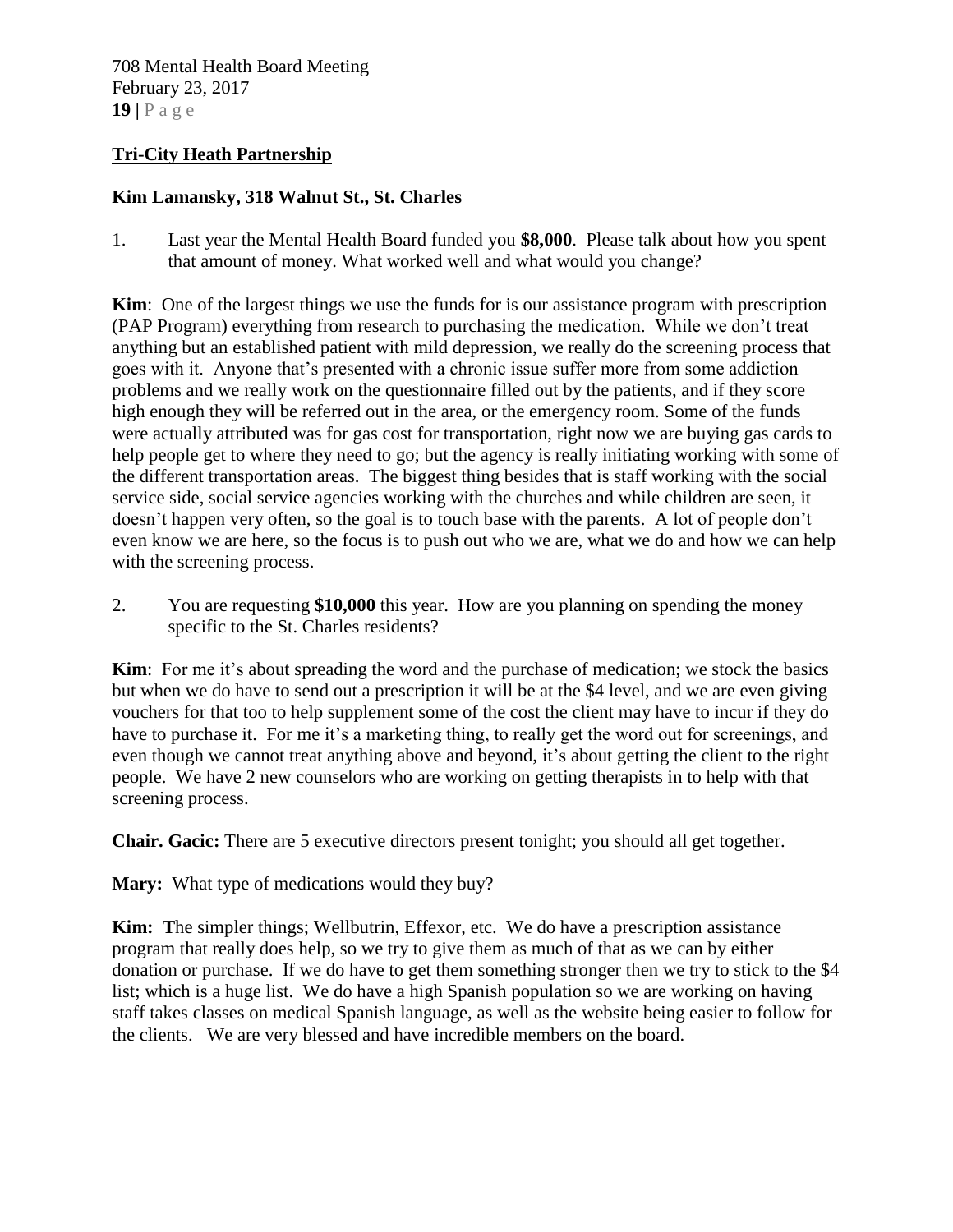**Tri-City Heath Partnership**

**Kim Lamansky, 318 Walnut St., St. Charles**

1. Last year the Mental Health Board funded you **$8,000**. Please talk about how you spent that amount of money. What worked well and what would you change?

**Kim**: One of the largest things we use the funds for is our assistance program with prescription (PAP Program) everything from research to purchasing the medication. While we don't treat anything but an established patient with mild depression, we really do the screening process that goes with it. Anyone that's presented with a chronic issue suffer more from some addiction problems and we really work on the questionnaire filled out by the patients, and if they score high enough they will be referred out in the area, or the emergency room. Some of the funds were actually attributed was for gas cost for transportation, right now we are buying gas cards to help people get to where they need to go; but the agency is really initiating working with some of the different transportation areas. The biggest thing besides that is staff working with the social service side, social service agencies working with the churches and while children are seen, it doesn't happen very often, so the goal is to touch base with the parents. A lot of people don't even know we are here, so the focus is to push out who we are, what we do and how we can help with the screening process.

2. You are requesting **$10,000** this year. How are you planning on spending the money specific to the St. Charles residents?

**Kim**: For me it's about spreading the word and the purchase of medication; we stock the basics but when we do have to send out a prescription it will be at the $4 level, and we are even giving vouchers for that too to help supplement some of the cost the client may have to incur if they do have to purchase it. For me it's a marketing thing, to really get the word out for screenings, and even though we cannot treat anything above and beyond, it's about getting the client to the right people. We have 2 new counselors who are working on getting therapists in to help with that screening process.

**Chair. Gacic:** There are 5 executive directors present tonight; you should all get together.

**Mary:** What type of medications would they buy?

**Kim: T**he simpler things; Wellbutrin, Effexor, etc. We do have a prescription assistance program that really does help, so we try to give them as much of that as we can by either donation or purchase. If we do have to get them something stronger then we try to stick to the $4 list; which is a huge list. We do have a high Spanish population so we are working on having staff takes classes on medical Spanish language, as well as the website being easier to follow for the clients. We are very blessed and have incredible members on the board.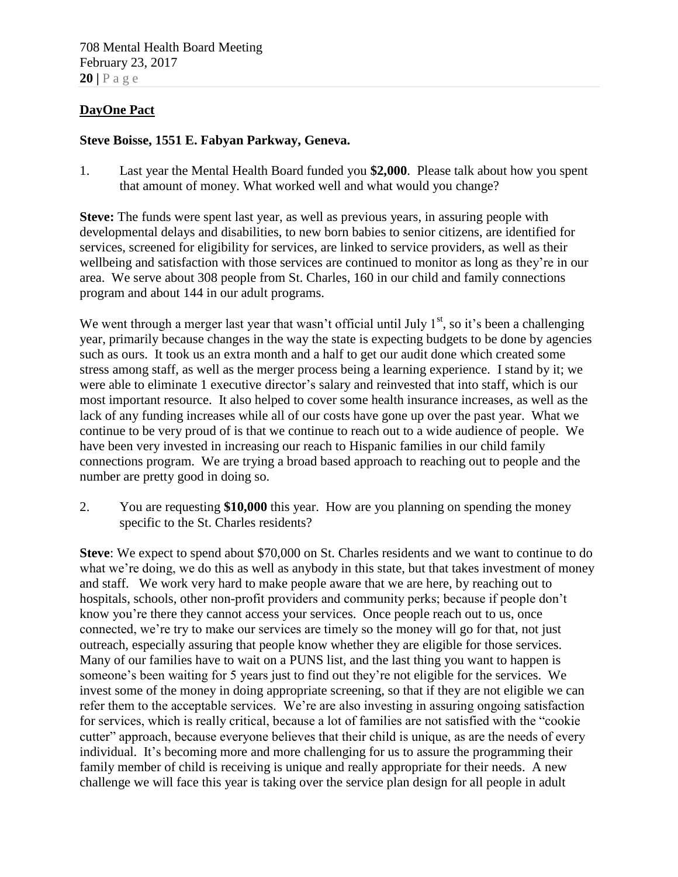## **DayOne Pact**

**Steve Boisse, 1551 E. Fabyan Parkway, Geneva.**

1. Last year the Mental Health Board funded you **$2,000**. Please talk about how you spent that amount of money. What worked well and what would you change?

**Steve:** The funds were spent last year, as well as previous years, in assuring people with developmental delays and disabilities, to new born babies to senior citizens, are identified for services, screened for eligibility for services, are linked to service providers, as well as their wellbeing and satisfaction with those services are continued to monitor as long as they're in our area. We serve about 308 people from St. Charles, 160 in our child and family connections program and about 144 in our adult programs.

We went through a merger last year that wasn't official until July 1st, so it's been a challenging year, primarily because changes in the way the state is expecting budgets to be done by agencies such as ours. It took us an extra month and a half to get our audit done which created some stress among staff, as well as the merger process being a learning experience. I stand by it; we were able to eliminate 1 executive director's salary and reinvested that into staff, which is our most important resource. It also helped to cover some health insurance increases, as well as the lack of any funding increases while all of our costs have gone up over the past year. What we continue to be very proud of is that we continue to reach out to a wide audience of people. We have been very invested in increasing our reach to Hispanic families in our child family connections program. We are trying a broad based approach to reaching out to people and the number are pretty good in doing so.

2. You are requesting **$10,000** this year. How are you planning on spending the money specific to the St. Charles residents?

**Steve**: We expect to spend about $70,000 on St. Charles residents and we want to continue to do what we're doing, we do this as well as anybody in this state, but that takes investment of money and staff. We work very hard to make people aware that we are here, by reaching out to hospitals, schools, other non-profit providers and community perks; because if people don't know you're there they cannot access your services. Once people reach out to us, once connected, we're try to make our services are timely so the money will go for that, not just outreach, especially assuring that people know whether they are eligible for those services. Many of our families have to wait on a PUNS list, and the last thing you want to happen is someone's been waiting for 5 years just to find out they're not eligible for the services. We invest some of the money in doing appropriate screening, so that if they are not eligible we can refer them to the acceptable services. We're are also investing in assuring ongoing satisfaction for services, which is really critical, because a lot of families are not satisfied with the "cookie cutter" approach, because everyone believes that their child is unique, as are the needs of every individual. It's becoming more and more challenging for us to assure the programming their family member of child is receiving is unique and really appropriate for their needs. A new challenge we will face this year is taking over the service plan design for all people in adult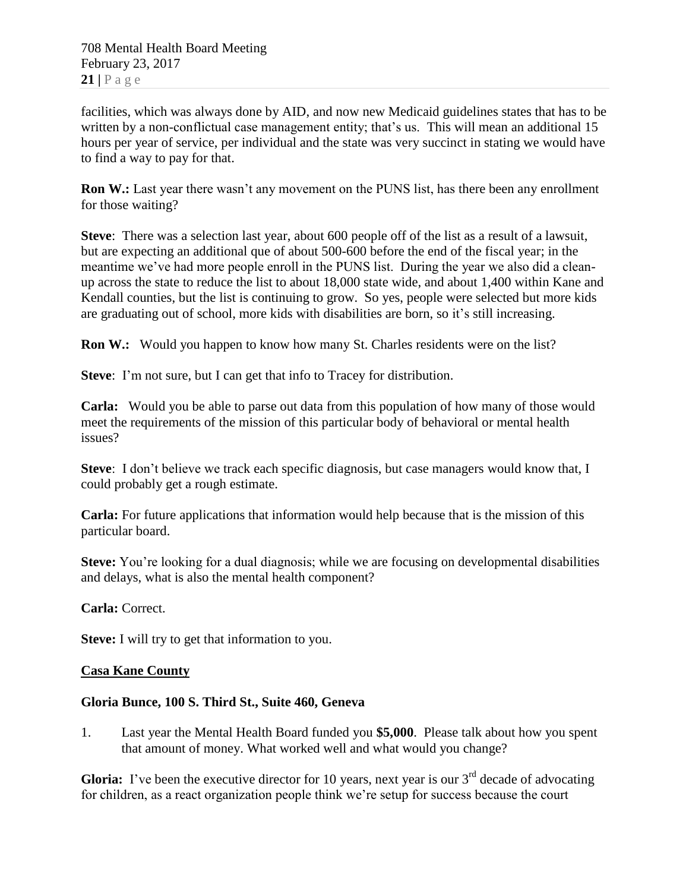facilities, which was always done by AID, and now new Medicaid guidelines states that has to be written by a non-conflictual case management entity; that's us. This will mean an additional 15 hours per year of service, per individual and the state was very succinct in stating we would have to find a way to pay for that.

**Ron W.:** Last year there wasn't any movement on the PUNS list, has there been any enrollment for those waiting?

**Steve**: There was a selection last year, about 600 people off of the list as a result of a lawsuit, but are expecting an additional que of about 500-600 before the end of the fiscal year; in the meantime we've had more people enroll in the PUNS list. During the year we also did a clean-up across the state to reduce the list to about 18,000 state wide, and about 1,400 within Kane and Kendall counties, but the list is continuing to grow. So yes, people were selected but more kids are graduating out of school, more kids with disabilities are born, so it's still increasing.

**Ron W.:** Would you happen to know how many St. Charles residents were on the list?

**Steve**: I'm not sure, but I can get that info to Tracey for distribution.

**Carla:** Would you be able to parse out data from this population of how many of those would meet the requirements of the mission of this particular body of behavioral or mental health issues?

**Steve**: I don't believe we track each specific diagnosis, but case managers would know that, I could probably get a rough estimate.

**Carla:** For future applications that information would help because that is the mission of this particular board.

**Steve:** You're looking for a dual diagnosis; while we are focusing on developmental disabilities and delays, what is also the mental health component?

**Carla:** Correct.

**Steve:** I will try to get that information to you.

**<u>Casa Kane County</u>**

**Gloria Bunce, 100 S. Third St., Suite 460, Geneva**

1. Last year the Mental Health Board funded you **$5,000**. Please talk about how you spent that amount of money. What worked well and what would you change?

**Gloria:** I've been the executive director for 10 years, next year is our 3rd decade of advocating for children, as a react organization people think we're setup for success because the court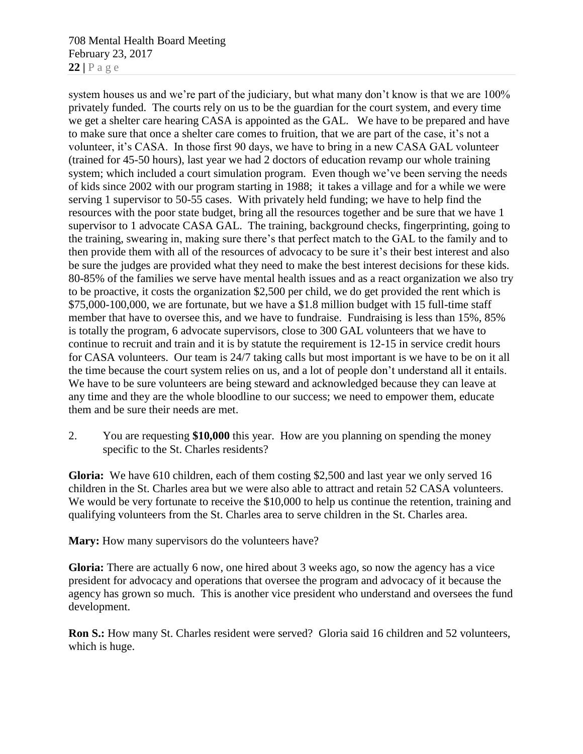system houses us and we're part of the judiciary, but what many don't know is that we are 100% privately funded. The courts rely on us to be the guardian for the court system, and every time we get a shelter care hearing CASA is appointed as the GAL. We have to be prepared and have to make sure that once a shelter care comes to fruition, that we are part of the case, it's not a volunteer, it's CASA. In those first 90 days, we have to bring in a new CASA GAL volunteer (trained for 45-50 hours), last year we had 2 doctors of education revamp our whole training system; which included a court simulation program. Even though we've been serving the needs of kids since 2002 with our program starting in 1988; it takes a village and for a while we were serving 1 supervisor to 50-55 cases. With privately held funding; we have to help find the resources with the poor state budget, bring all the resources together and be sure that we have 1 supervisor to 1 advocate CASA GAL. The training, background checks, fingerprinting, going to the training, swearing in, making sure there's that perfect match to the GAL to the family and to then provide them with all of the resources of advocacy to be sure it's their best interest and also be sure the judges are provided what they need to make the best interest decisions for these kids. 80-85% of the families we serve have mental health issues and as a react organization we also try to be proactive, it costs the organization $2,500 per child, we do get provided the rent which is $75,000-100,000, we are fortunate, but we have a $1.8 million budget with 15 full-time staff member that have to oversee this, and we have to fundraise. Fundraising is less than 15%, 85% is totally the program, 6 advocate supervisors, close to 300 GAL volunteers that we have to continue to recruit and train and it is by statute the requirement is 12-15 in service credit hours for CASA volunteers. Our team is 24/7 taking calls but most important is we have to be on it all the time because the court system relies on us, and a lot of people don't understand all it entails. We have to be sure volunteers are being steward and acknowledged because they can leave at any time and they are the whole bloodline to our success; we need to empower them, educate them and be sure their needs are met.

2. You are requesting **$10,000** this year. How are you planning on spending the money specific to the St. Charles residents?

**Gloria:** We have 610 children, each of them costing $2,500 and last year we only served 16 children in the St. Charles area but we were also able to attract and retain 52 CASA volunteers. We would be very fortunate to receive the $10,000 to help us continue the retention, training and qualifying volunteers from the St. Charles area to serve children in the St. Charles area.

**Mary:** How many supervisors do the volunteers have?

**Gloria:** There are actually 6 now, one hired about 3 weeks ago, so now the agency has a vice president for advocacy and operations that oversee the program and advocacy of it because the agency has grown so much. This is another vice president who understand and oversees the fund development.

**Ron S.:** How many St. Charles resident were served? Gloria said 16 children and 52 volunteers, which is huge.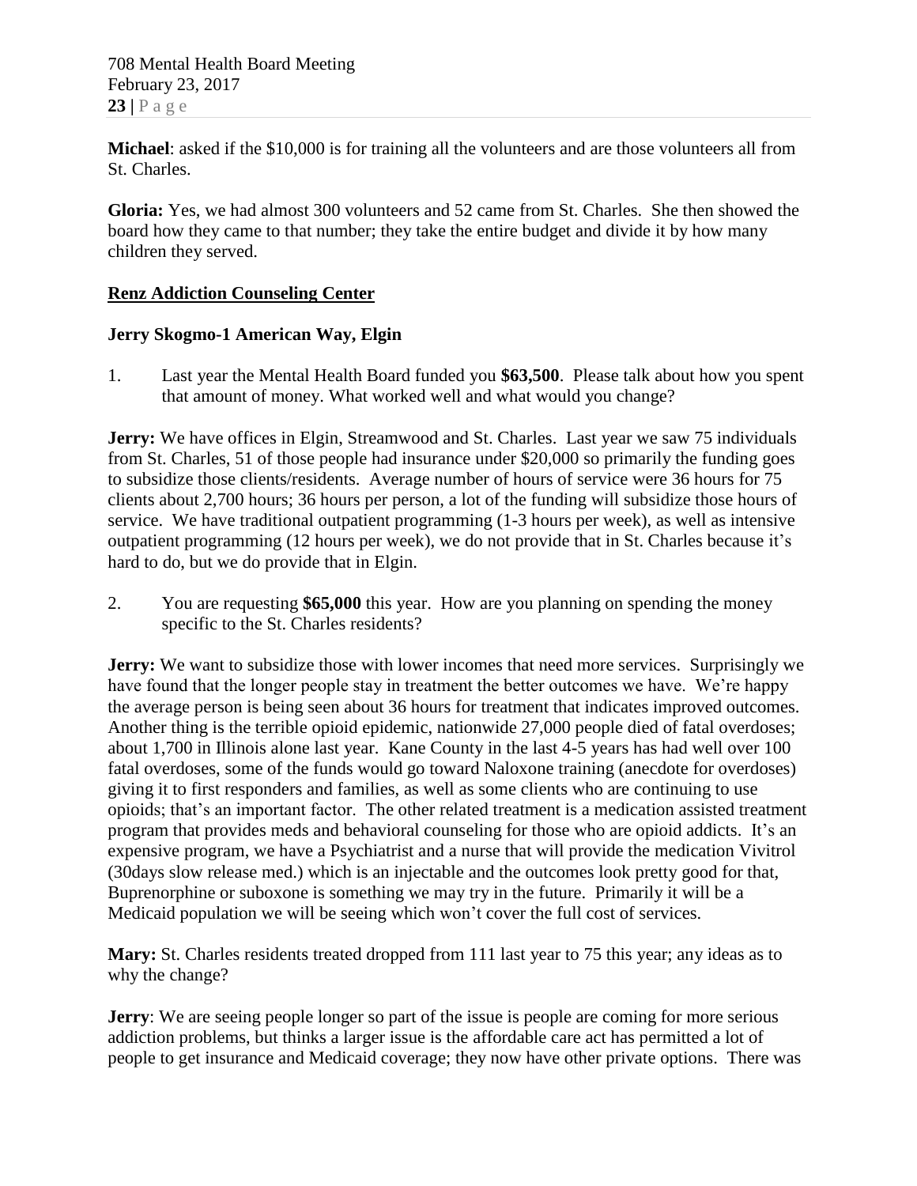**Michael**: asked if the $10,000 is for training all the volunteers and are those volunteers all from St. Charles.

**Gloria:** Yes, we had almost 300 volunteers and 52 came from St. Charles. She then showed the board how they came to that number; they take the entire budget and divide it by how many children they served.

**<u>Renz Addiction Counseling Center</u>**

**Jerry Skogmo-1 American Way, Elgin**

1. Last year the Mental Health Board funded you **$63,500**. Please talk about how you spent that amount of money. What worked well and what would you change?

**Jerry:** We have offices in Elgin, Streamwood and St. Charles. Last year we saw 75 individuals from St. Charles, 51 of those people had insurance under $20,000 so primarily the funding goes to subsidize those clients/residents. Average number of hours of service were 36 hours for 75 clients about 2,700 hours; 36 hours per person, a lot of the funding will subsidize those hours of service. We have traditional outpatient programming (1-3 hours per week), as well as intensive outpatient programming (12 hours per week), we do not provide that in St. Charles because it's hard to do, but we do provide that in Elgin.

2. You are requesting **$65,000** this year. How are you planning on spending the money specific to the St. Charles residents?

**Jerry:** We want to subsidize those with lower incomes that need more services. Surprisingly we have found that the longer people stay in treatment the better outcomes we have. We're happy the average person is being seen about 36 hours for treatment that indicates improved outcomes. Another thing is the terrible opioid epidemic, nationwide 27,000 people died of fatal overdoses; about 1,700 in Illinois alone last year. Kane County in the last 4-5 years has had well over 100 fatal overdoses, some of the funds would go toward Naloxone training (anecdote for overdoses) giving it to first responders and families, as well as some clients who are continuing to use opioids; that's an important factor. The other related treatment is a medication assisted treatment program that provides meds and behavioral counseling for those who are opioid addicts. It's an expensive program, we have a Psychiatrist and a nurse that will provide the medication Vivitrol (30days slow release med.) which is an injectable and the outcomes look pretty good for that, Buprenorphine or suboxone is something we may try in the future. Primarily it will be a Medicaid population we will be seeing which won't cover the full cost of services.

**Mary:** St. Charles residents treated dropped from 111 last year to 75 this year; any ideas as to why the change?

**Jerry**: We are seeing people longer so part of the issue is people are coming for more serious addiction problems, but thinks a larger issue is the affordable care act has permitted a lot of people to get insurance and Medicaid coverage; they now have other private options. There was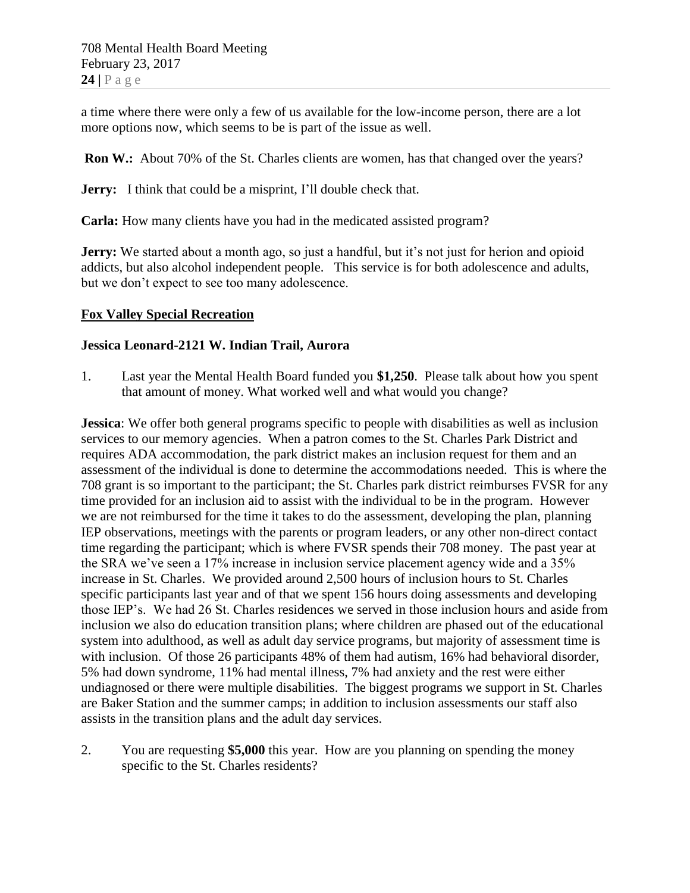a time where there were only a few of us available for the low-income person, there are a lot more options now, which seems to be is part of the issue as well.

**Ron W.:** About 70% of the St. Charles clients are women, has that changed over the years?

**Jerry:** I think that could be a misprint, I'll double check that.

**Carla:** How many clients have you had in the medicated assisted program?

**Jerry:** We started about a month ago, so just a handful, but it's not just for herion and opioid addicts, but also alcohol independent people. This service is for both adolescence and adults, but we don't expect to see too many adolescence.

**Fox Valley Special Recreation**

**Jessica Leonard-2121 W. Indian Trail, Aurora**

1. Last year the Mental Health Board funded you **$1,250**. Please talk about how you spent that amount of money. What worked well and what would you change?

**Jessica**: We offer both general programs specific to people with disabilities as well as inclusion services to our memory agencies. When a patron comes to the St. Charles Park District and requires ADA accommodation, the park district makes an inclusion request for them and an assessment of the individual is done to determine the accommodations needed. This is where the 708 grant is so important to the participant; the St. Charles park district reimburses FVSR for any time provided for an inclusion aid to assist with the individual to be in the program. However we are not reimbursed for the time it takes to do the assessment, developing the plan, planning IEP observations, meetings with the parents or program leaders, or any other non-direct contact time regarding the participant; which is where FVSR spends their 708 money. The past year at the SRA we've seen a 17% increase in inclusion service placement agency wide and a 35% increase in St. Charles. We provided around 2,500 hours of inclusion hours to St. Charles specific participants last year and of that we spent 156 hours doing assessments and developing those IEP's. We had 26 St. Charles residences we served in those inclusion hours and aside from inclusion we also do education transition plans; where children are phased out of the educational system into adulthood, as well as adult day service programs, but majority of assessment time is with inclusion. Of those 26 participants 48% of them had autism, 16% had behavioral disorder, 5% had down syndrome, 11% had mental illness, 7% had anxiety and the rest were either undiagnosed or there were multiple disabilities. The biggest programs we support in St. Charles are Baker Station and the summer camps; in addition to inclusion assessments our staff also assists in the transition plans and the adult day services.

2. You are requesting **$5,000** this year. How are you planning on spending the money specific to the St. Charles residents?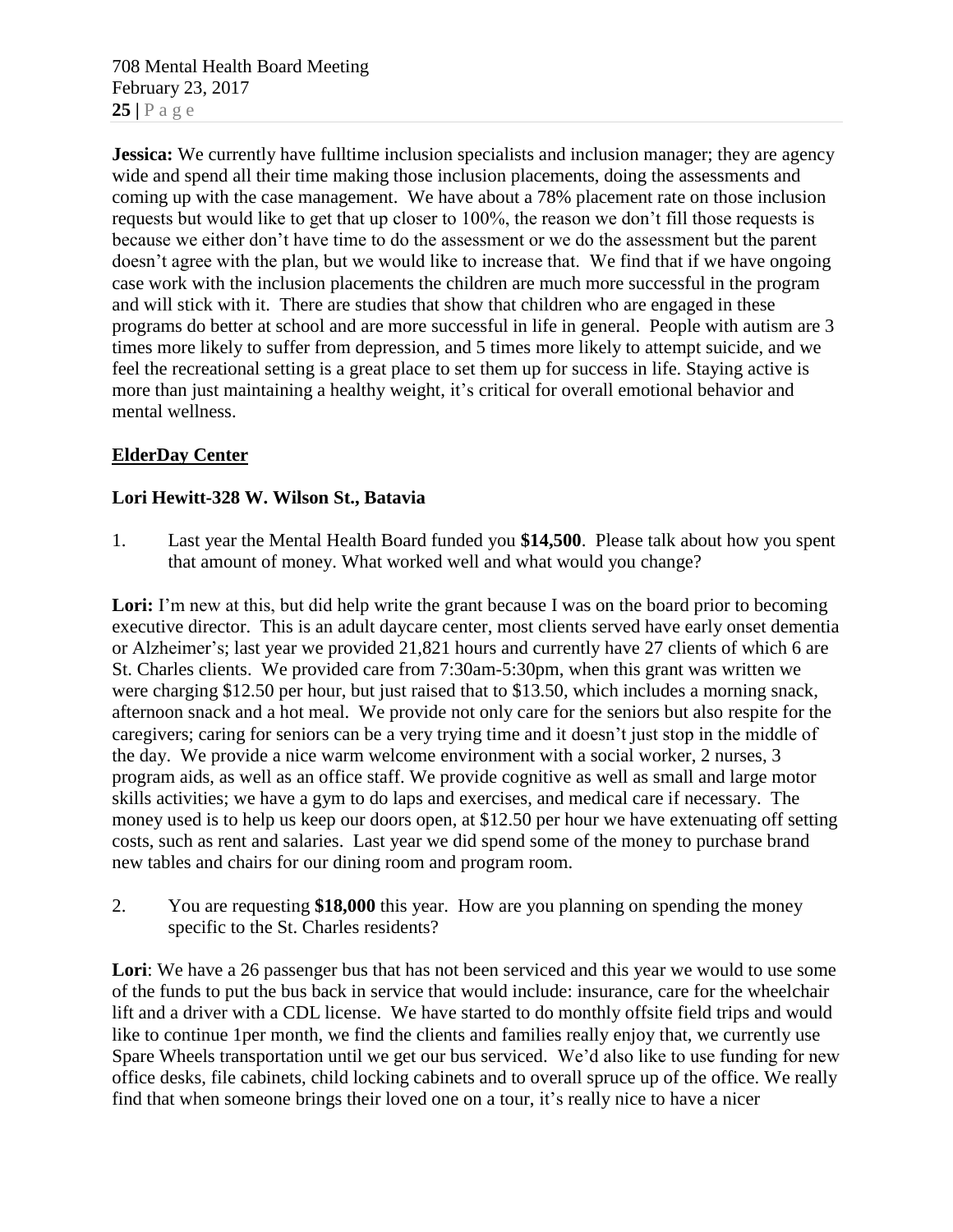**Jessica:** We currently have fulltime inclusion specialists and inclusion manager; they are agency wide and spend all their time making those inclusion placements, doing the assessments and coming up with the case management. We have about a 78% placement rate on those inclusion requests but would like to get that up closer to 100%, the reason we don't fill those requests is because we either don't have time to do the assessment or we do the assessment but the parent doesn't agree with the plan, but we would like to increase that. We find that if we have ongoing case work with the inclusion placements the children are much more successful in the program and will stick with it. There are studies that show that children who are engaged in these programs do better at school and are more successful in life in general. People with autism are 3 times more likely to suffer from depression, and 5 times more likely to attempt suicide, and we feel the recreational setting is a great place to set them up for success in life. Staying active is more than just maintaining a healthy weight, it's critical for overall emotional behavior and mental wellness.

## ElderDay Center

### Lori Hewitt-328 W. Wilson St., Batavia

1. Last year the Mental Health Board funded you **$14,500**. Please talk about how you spent that amount of money. What worked well and what would you change?

**Lori:** I'm new at this, but did help write the grant because I was on the board prior to becoming executive director. This is an adult daycare center, most clients served have early onset dementia or Alzheimer's; last year we provided 21,821 hours and currently have 27 clients of which 6 are St. Charles clients. We provided care from 7:30am-5:30pm, when this grant was written we were charging $12.50 per hour, but just raised that to $13.50, which includes a morning snack, afternoon snack and a hot meal. We provide not only care for the seniors but also respite for the caregivers; caring for seniors can be a very trying time and it doesn't just stop in the middle of the day. We provide a nice warm welcome environment with a social worker, 2 nurses, 3 program aids, as well as an office staff. We provide cognitive as well as small and large motor skills activities; we have a gym to do laps and exercises, and medical care if necessary. The money used is to help us keep our doors open, at $12.50 per hour we have extenuating off setting costs, such as rent and salaries. Last year we did spend some of the money to purchase brand new tables and chairs for our dining room and program room.

2. You are requesting **$18,000** this year. How are you planning on spending the money specific to the St. Charles residents?

**Lori**: We have a 26 passenger bus that has not been serviced and this year we would to use some of the funds to put the bus back in service that would include: insurance, care for the wheelchair lift and a driver with a CDL license. We have started to do monthly offsite field trips and would like to continue 1per month, we find the clients and families really enjoy that, we currently use Spare Wheels transportation until we get our bus serviced. We'd also like to use funding for new office desks, file cabinets, child locking cabinets and to overall spruce up of the office. We really find that when someone brings their loved one on a tour, it's really nice to have a nicer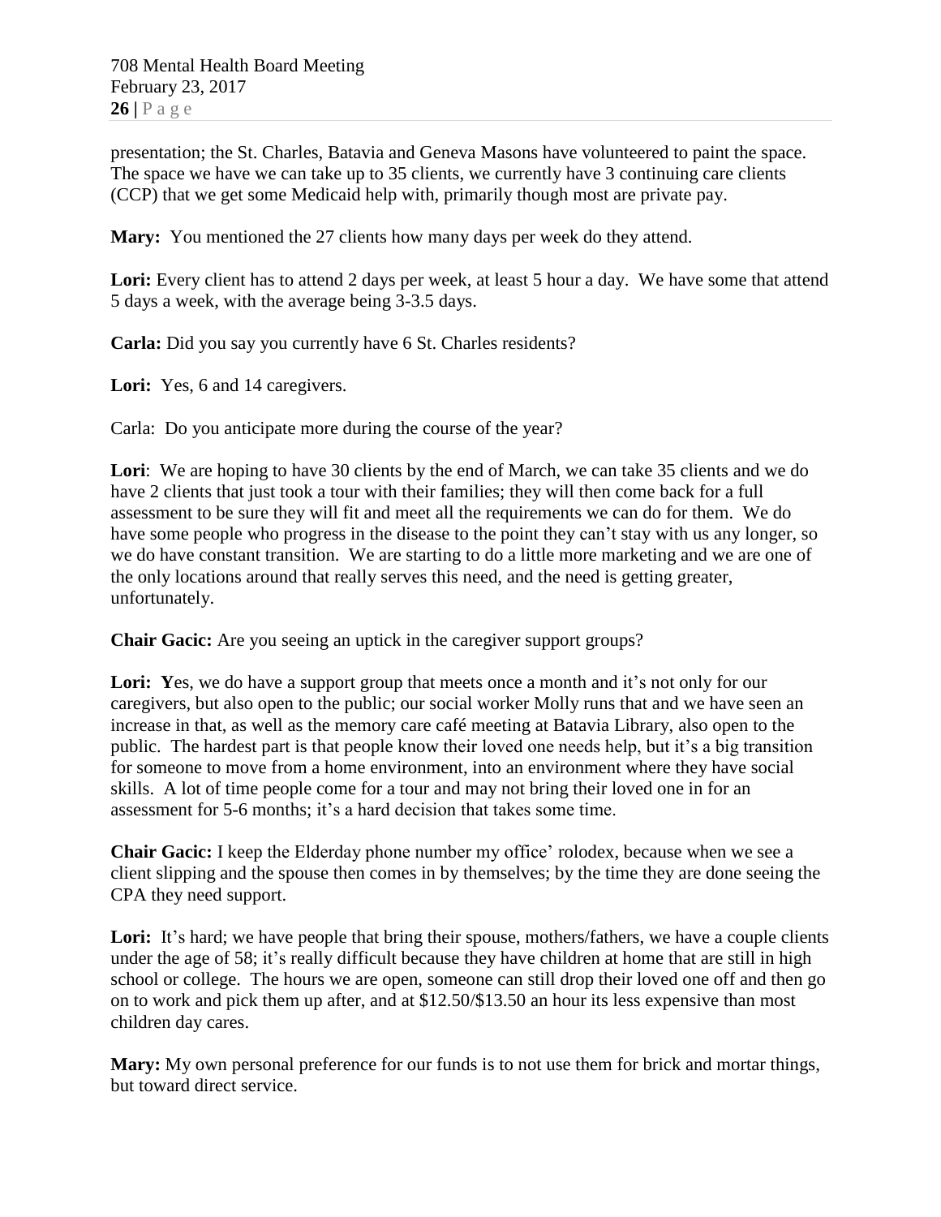presentation; the St. Charles, Batavia and Geneva Masons have volunteered to paint the space. The space we have we can take up to 35 clients, we currently have 3 continuing care clients (CCP) that we get some Medicaid help with, primarily though most are private pay.

**Mary:** You mentioned the 27 clients how many days per week do they attend.

**Lori:** Every client has to attend 2 days per week, at least 5 hour a day. We have some that attend 5 days a week, with the average being 3-3.5 days.

**Carla:** Did you say you currently have 6 St. Charles residents?

**Lori:** Yes, 6 and 14 caregivers.

Carla: Do you anticipate more during the course of the year?

**Lori**: We are hoping to have 30 clients by the end of March, we can take 35 clients and we do have 2 clients that just took a tour with their families; they will then come back for a full assessment to be sure they will fit and meet all the requirements we can do for them. We do have some people who progress in the disease to the point they can't stay with us any longer, so we do have constant transition. We are starting to do a little more marketing and we are one of the only locations around that really serves this need, and the need is getting greater, unfortunately.

**Chair Gacic:** Are you seeing an uptick in the caregiver support groups?

**Lori: Y**es, we do have a support group that meets once a month and it's not only for our caregivers, but also open to the public; our social worker Molly runs that and we have seen an increase in that, as well as the memory care café meeting at Batavia Library, also open to the public. The hardest part is that people know their loved one needs help, but it's a big transition for someone to move from a home environment, into an environment where they have social skills. A lot of time people come for a tour and may not bring their loved one in for an assessment for 5-6 months; it's a hard decision that takes some time.

**Chair Gacic:** I keep the Elderday phone number my office' rolodex, because when we see a client slipping and the spouse then comes in by themselves; by the time they are done seeing the CPA they need support.

**Lori:** It's hard; we have people that bring their spouse, mothers/fathers, we have a couple clients under the age of 58; it's really difficult because they have children at home that are still in high school or college. The hours we are open, someone can still drop their loved one off and then go on to work and pick them up after, and at $12.50/$13.50 an hour its less expensive than most children day cares.

**Mary:** My own personal preference for our funds is to not use them for brick and mortar things, but toward direct service.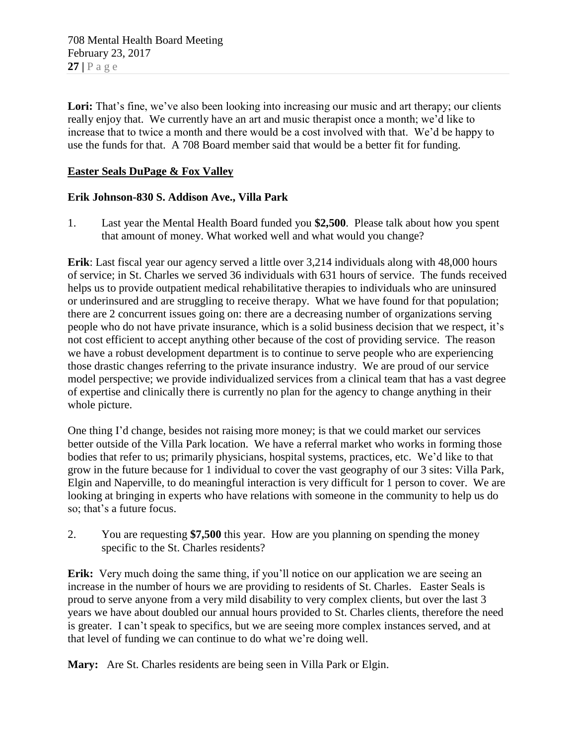**Lori:** That's fine, we've also been looking into increasing our music and art therapy; our clients really enjoy that. We currently have an art and music therapist once a month; we'd like to increase that to twice a month and there would be a cost involved with that. We'd be happy to use the funds for that. A 708 Board member said that would be a better fit for funding.

**Easter Seals DuPage & Fox Valley**

**Erik Johnson-830 S. Addison Ave., Villa Park**

1. Last year the Mental Health Board funded you **$2,500**. Please talk about how you spent that amount of money. What worked well and what would you change?

**Erik**: Last fiscal year our agency served a little over 3,214 individuals along with 48,000 hours of service; in St. Charles we served 36 individuals with 631 hours of service. The funds received helps us to provide outpatient medical rehabilitative therapies to individuals who are uninsured or underinsured and are struggling to receive therapy. What we have found for that population; there are 2 concurrent issues going on: there are a decreasing number of organizations serving people who do not have private insurance, which is a solid business decision that we respect, it's not cost efficient to accept anything other because of the cost of providing service. The reason we have a robust development department is to continue to serve people who are experiencing those drastic changes referring to the private insurance industry. We are proud of our service model perspective; we provide individualized services from a clinical team that has a vast degree of expertise and clinically there is currently no plan for the agency to change anything in their whole picture.

One thing I'd change, besides not raising more money; is that we could market our services better outside of the Villa Park location. We have a referral market who works in forming those bodies that refer to us; primarily physicians, hospital systems, practices, etc. We'd like to that grow in the future because for 1 individual to cover the vast geography of our 3 sites: Villa Park, Elgin and Naperville, to do meaningful interaction is very difficult for 1 person to cover. We are looking at bringing in experts who have relations with someone in the community to help us do so; that's a future focus.

2. You are requesting **$7,500** this year. How are you planning on spending the money specific to the St. Charles residents?

**Erik:** Very much doing the same thing, if you'll notice on our application we are seeing an increase in the number of hours we are providing to residents of St. Charles. Easter Seals is proud to serve anyone from a very mild disability to very complex clients, but over the last 3 years we have about doubled our annual hours provided to St. Charles clients, therefore the need is greater. I can't speak to specifics, but we are seeing more complex instances served, and at that level of funding we can continue to do what we're doing well.

**Mary:** Are St. Charles residents are being seen in Villa Park or Elgin.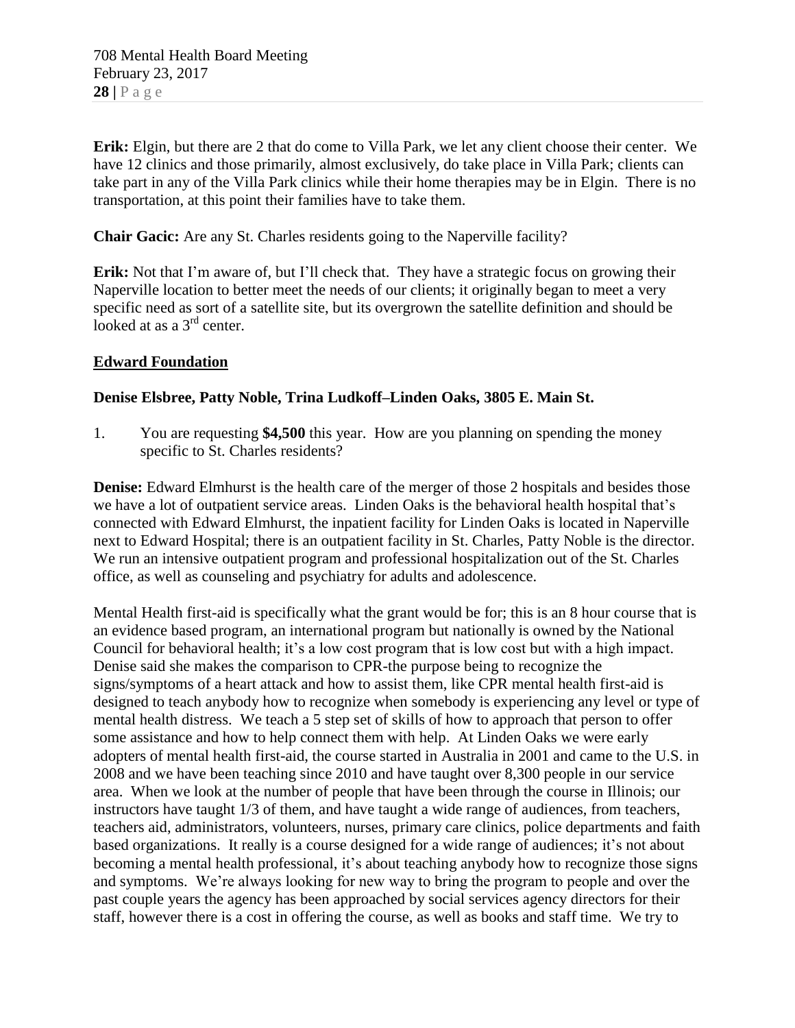**Erik:** Elgin, but there are 2 that do come to Villa Park, we let any client choose their center. We have 12 clinics and those primarily, almost exclusively, do take place in Villa Park; clients can take part in any of the Villa Park clinics while their home therapies may be in Elgin. There is no transportation, at this point their families have to take them.

**Chair Gacic:** Are any St. Charles residents going to the Naperville facility?

**Erik:** Not that I'm aware of, but I'll check that. They have a strategic focus on growing their Naperville location to better meet the needs of our clients; it originally began to meet a very specific need as sort of a satellite site, but its overgrown the satellite definition and should be looked at as a 3rd center.

**<u>Edward Foundation</u>**

**Denise Elsbree, Patty Noble, Trina Ludkoff–Linden Oaks, 3805 E. Main St.**

1. You are requesting **$4,500** this year. How are you planning on spending the money specific to St. Charles residents?

**Denise:** Edward Elmhurst is the health care of the merger of those 2 hospitals and besides those we have a lot of outpatient service areas. Linden Oaks is the behavioral health hospital that's connected with Edward Elmhurst, the inpatient facility for Linden Oaks is located in Naperville next to Edward Hospital; there is an outpatient facility in St. Charles, Patty Noble is the director. We run an intensive outpatient program and professional hospitalization out of the St. Charles office, as well as counseling and psychiatry for adults and adolescence.

Mental Health first-aid is specifically what the grant would be for; this is an 8 hour course that is an evidence based program, an international program but nationally is owned by the National Council for behavioral health; it's a low cost program that is low cost but with a high impact. Denise said she makes the comparison to CPR-the purpose being to recognize the signs/symptoms of a heart attack and how to assist them, like CPR mental health first-aid is designed to teach anybody how to recognize when somebody is experiencing any level or type of mental health distress. We teach a 5 step set of skills of how to approach that person to offer some assistance and how to help connect them with help. At Linden Oaks we were early adopters of mental health first-aid, the course started in Australia in 2001 and came to the U.S. in 2008 and we have been teaching since 2010 and have taught over 8,300 people in our service area. When we look at the number of people that have been through the course in Illinois; our instructors have taught 1/3 of them, and have taught a wide range of audiences, from teachers, teachers aid, administrators, volunteers, nurses, primary care clinics, police departments and faith based organizations. It really is a course designed for a wide range of audiences; it's not about becoming a mental health professional, it's about teaching anybody how to recognize those signs and symptoms. We're always looking for new way to bring the program to people and over the past couple years the agency has been approached by social services agency directors for their staff, however there is a cost in offering the course, as well as books and staff time. We try to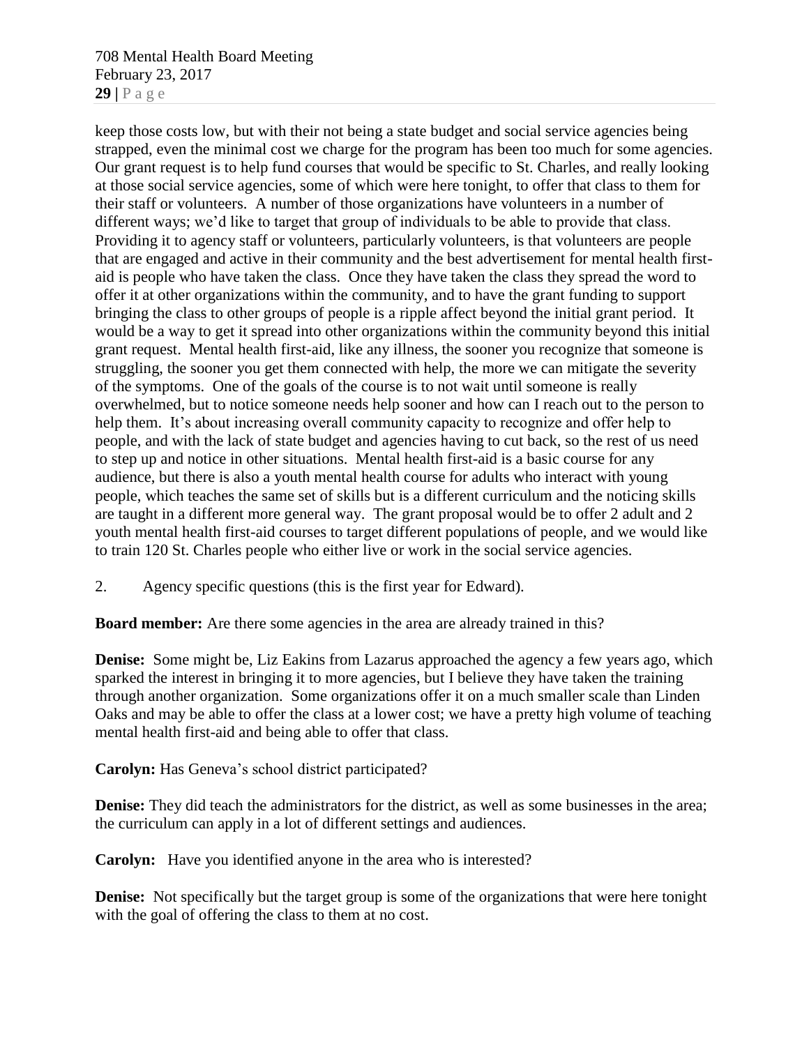keep those costs low, but with their not being a state budget and social service agencies being strapped, even the minimal cost we charge for the program has been too much for some agencies. Our grant request is to help fund courses that would be specific to St. Charles, and really looking at those social service agencies, some of which were here tonight, to offer that class to them for their staff or volunteers. A number of those organizations have volunteers in a number of different ways; we'd like to target that group of individuals to be able to provide that class. Providing it to agency staff or volunteers, particularly volunteers, is that volunteers are people that are engaged and active in their community and the best advertisement for mental health first-aid is people who have taken the class. Once they have taken the class they spread the word to offer it at other organizations within the community, and to have the grant funding to support bringing the class to other groups of people is a ripple affect beyond the initial grant period. It would be a way to get it spread into other organizations within the community beyond this initial grant request. Mental health first-aid, like any illness, the sooner you recognize that someone is struggling, the sooner you get them connected with help, the more we can mitigate the severity of the symptoms. One of the goals of the course is to not wait until someone is really overwhelmed, but to notice someone needs help sooner and how can I reach out to the person to help them. It's about increasing overall community capacity to recognize and offer help to people, and with the lack of state budget and agencies having to cut back, so the rest of us need to step up and notice in other situations. Mental health first-aid is a basic course for any audience, but there is also a youth mental health course for adults who interact with young people, which teaches the same set of skills but is a different curriculum and the noticing skills are taught in a different more general way. The grant proposal would be to offer 2 adult and 2 youth mental health first-aid courses to target different populations of people, and we would like to train 120 St. Charles people who either live or work in the social service agencies.

2. Agency specific questions (this is the first year for Edward).

**Board member:** Are there some agencies in the area are already trained in this?

**Denise:** Some might be, Liz Eakins from Lazarus approached the agency a few years ago, which sparked the interest in bringing it to more agencies, but I believe they have taken the training through another organization. Some organizations offer it on a much smaller scale than Linden Oaks and may be able to offer the class at a lower cost; we have a pretty high volume of teaching mental health first-aid and being able to offer that class.

**Carolyn:** Has Geneva's school district participated?

**Denise:** They did teach the administrators for the district, as well as some businesses in the area; the curriculum can apply in a lot of different settings and audiences.

**Carolyn:** Have you identified anyone in the area who is interested?

**Denise:** Not specifically but the target group is some of the organizations that were here tonight with the goal of offering the class to them at no cost.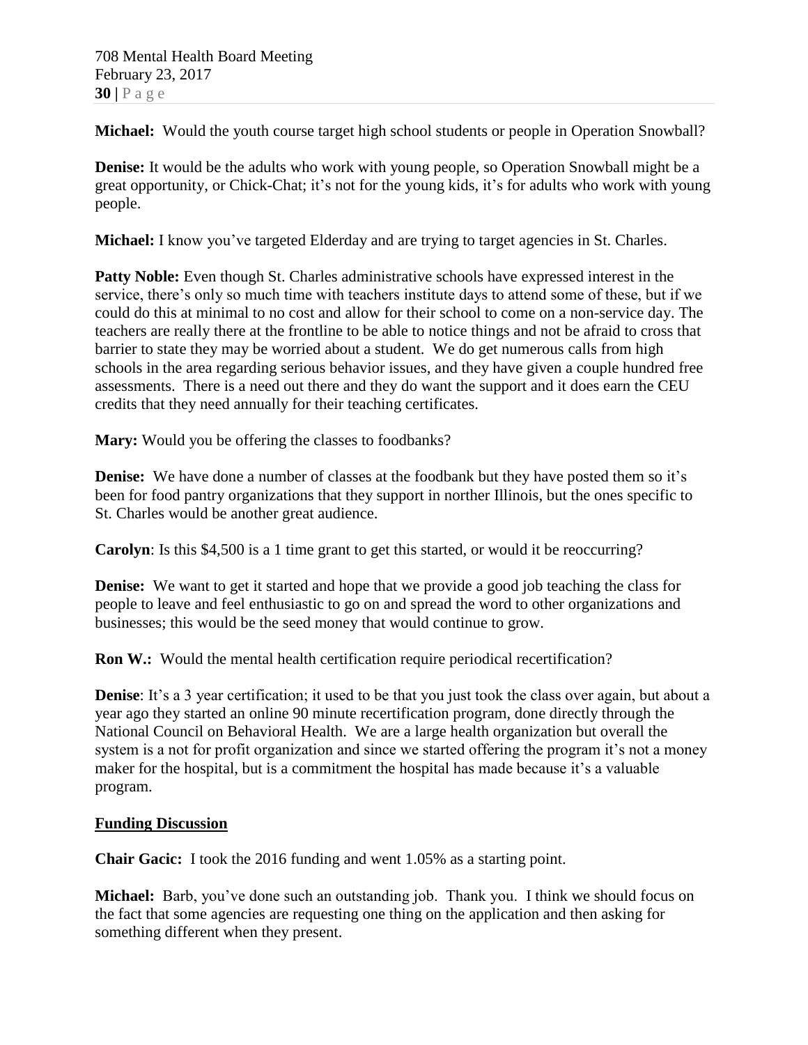**Michael:** Would the youth course target high school students or people in Operation Snowball?

**Denise:** It would be the adults who work with young people, so Operation Snowball might be a great opportunity, or Chick-Chat; it's not for the young kids, it's for adults who work with young people.

**Michael:** I know you've targeted Elderday and are trying to target agencies in St. Charles.

**Patty Noble:** Even though St. Charles administrative schools have expressed interest in the service, there's only so much time with teachers institute days to attend some of these, but if we could do this at minimal to no cost and allow for their school to come on a non-service day. The teachers are really there at the frontline to be able to notice things and not be afraid to cross that barrier to state they may be worried about a student. We do get numerous calls from high schools in the area regarding serious behavior issues, and they have given a couple hundred free assessments. There is a need out there and they do want the support and it does earn the CEU credits that they need annually for their teaching certificates.

**Mary:** Would you be offering the classes to foodbanks?

**Denise:** We have done a number of classes at the foodbank but they have posted them so it's been for food pantry organizations that they support in norther Illinois, but the ones specific to St. Charles would be another great audience.

**Carolyn**: Is this $4,500 is a 1 time grant to get this started, or would it be reoccurring?

**Denise:** We want to get it started and hope that we provide a good job teaching the class for people to leave and feel enthusiastic to go on and spread the word to other organizations and businesses; this would be the seed money that would continue to grow.

**Ron W.:** Would the mental health certification require periodical recertification?

**Denise**: It's a 3 year certification; it used to be that you just took the class over again, but about a year ago they started an online 90 minute recertification program, done directly through the National Council on Behavioral Health. We are a large health organization but overall the system is a not for profit organization and since we started offering the program it's not a money maker for the hospital, but is a commitment the hospital has made because it's a valuable program.

## Funding Discussion

**Chair Gacic:** I took the 2016 funding and went 1.05% as a starting point.

**Michael:** Barb, you've done such an outstanding job. Thank you. I think we should focus on the fact that some agencies are requesting one thing on the application and then asking for something different when they present.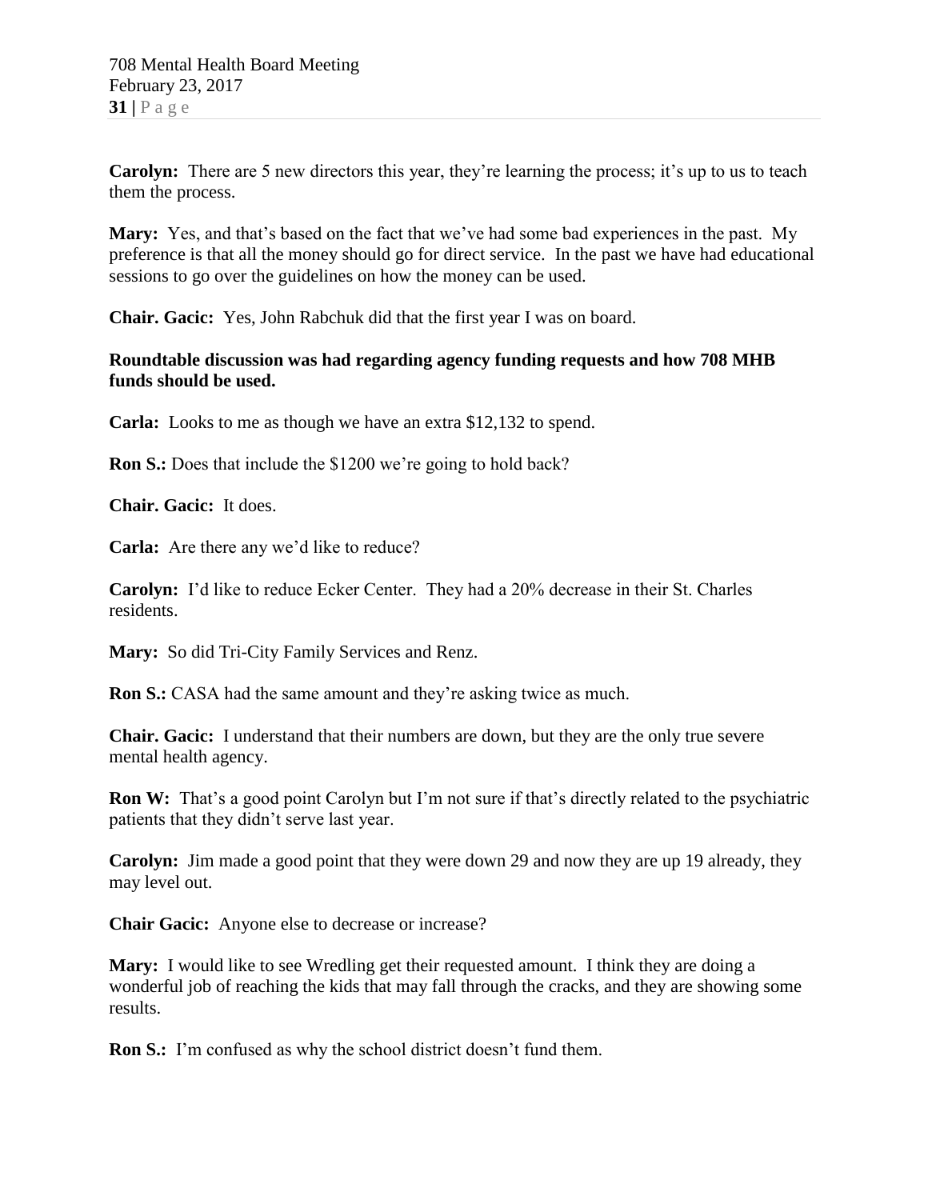**Carolyn:** There are 5 new directors this year, they're learning the process; it's up to us to teach them the process.

**Mary:** Yes, and that's based on the fact that we've had some bad experiences in the past. My preference is that all the money should go for direct service. In the past we have had educational sessions to go over the guidelines on how the money can be used.

**Chair. Gacic:** Yes, John Rabchuk did that the first year I was on board.

**Roundtable discussion was had regarding agency funding requests and how 708 MHB funds should be used.**

**Carla:** Looks to me as though we have an extra $12,132 to spend.

**Ron S.:** Does that include the $1200 we're going to hold back?

**Chair. Gacic:** It does.

**Carla:** Are there any we'd like to reduce?

**Carolyn:** I'd like to reduce Ecker Center. They had a 20% decrease in their St. Charles residents.

**Mary:** So did Tri-City Family Services and Renz.

**Ron S.:** CASA had the same amount and they're asking twice as much.

**Chair. Gacic:** I understand that their numbers are down, but they are the only true severe mental health agency.

**Ron W:** That's a good point Carolyn but I'm not sure if that's directly related to the psychiatric patients that they didn't serve last year.

**Carolyn:** Jim made a good point that they were down 29 and now they are up 19 already, they may level out.

**Chair Gacic:** Anyone else to decrease or increase?

**Mary:** I would like to see Wredling get their requested amount. I think they are doing a wonderful job of reaching the kids that may fall through the cracks, and they are showing some results.

**Ron S.:** I'm confused as why the school district doesn't fund them.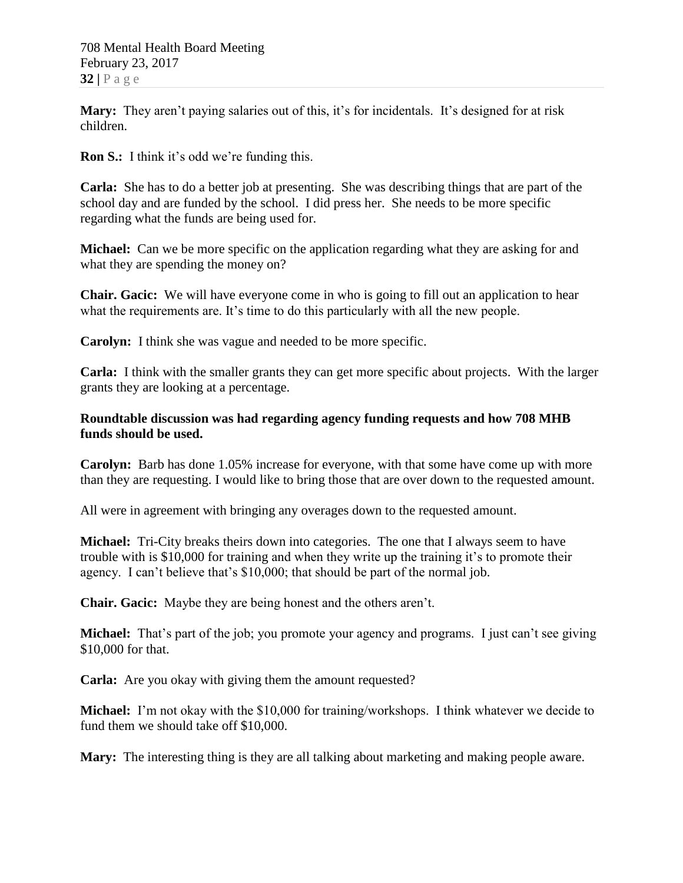**Mary:** They aren't paying salaries out of this, it's for incidentals. It's designed for at risk children.

**Ron S.:** I think it's odd we're funding this.

**Carla:** She has to do a better job at presenting. She was describing things that are part of the school day and are funded by the school. I did press her. She needs to be more specific regarding what the funds are being used for.

**Michael:** Can we be more specific on the application regarding what they are asking for and what they are spending the money on?

**Chair. Gacic:** We will have everyone come in who is going to fill out an application to hear what the requirements are. It's time to do this particularly with all the new people.

**Carolyn:** I think she was vague and needed to be more specific.

**Carla:** I think with the smaller grants they can get more specific about projects. With the larger grants they are looking at a percentage.

**Roundtable discussion was had regarding agency funding requests and how 708 MHB funds should be used.**

**Carolyn:** Barb has done 1.05% increase for everyone, with that some have come up with more than they are requesting. I would like to bring those that are over down to the requested amount.

All were in agreement with bringing any overages down to the requested amount.

**Michael:** Tri-City breaks theirs down into categories. The one that I always seem to have trouble with is $10,000 for training and when they write up the training it's to promote their agency. I can't believe that's $10,000; that should be part of the normal job.

**Chair. Gacic:** Maybe they are being honest and the others aren't.

**Michael:** That's part of the job; you promote your agency and programs. I just can't see giving $10,000 for that.

**Carla:** Are you okay with giving them the amount requested?

**Michael:** I'm not okay with the $10,000 for training/workshops. I think whatever we decide to fund them we should take off $10,000.

**Mary:** The interesting thing is they are all talking about marketing and making people aware.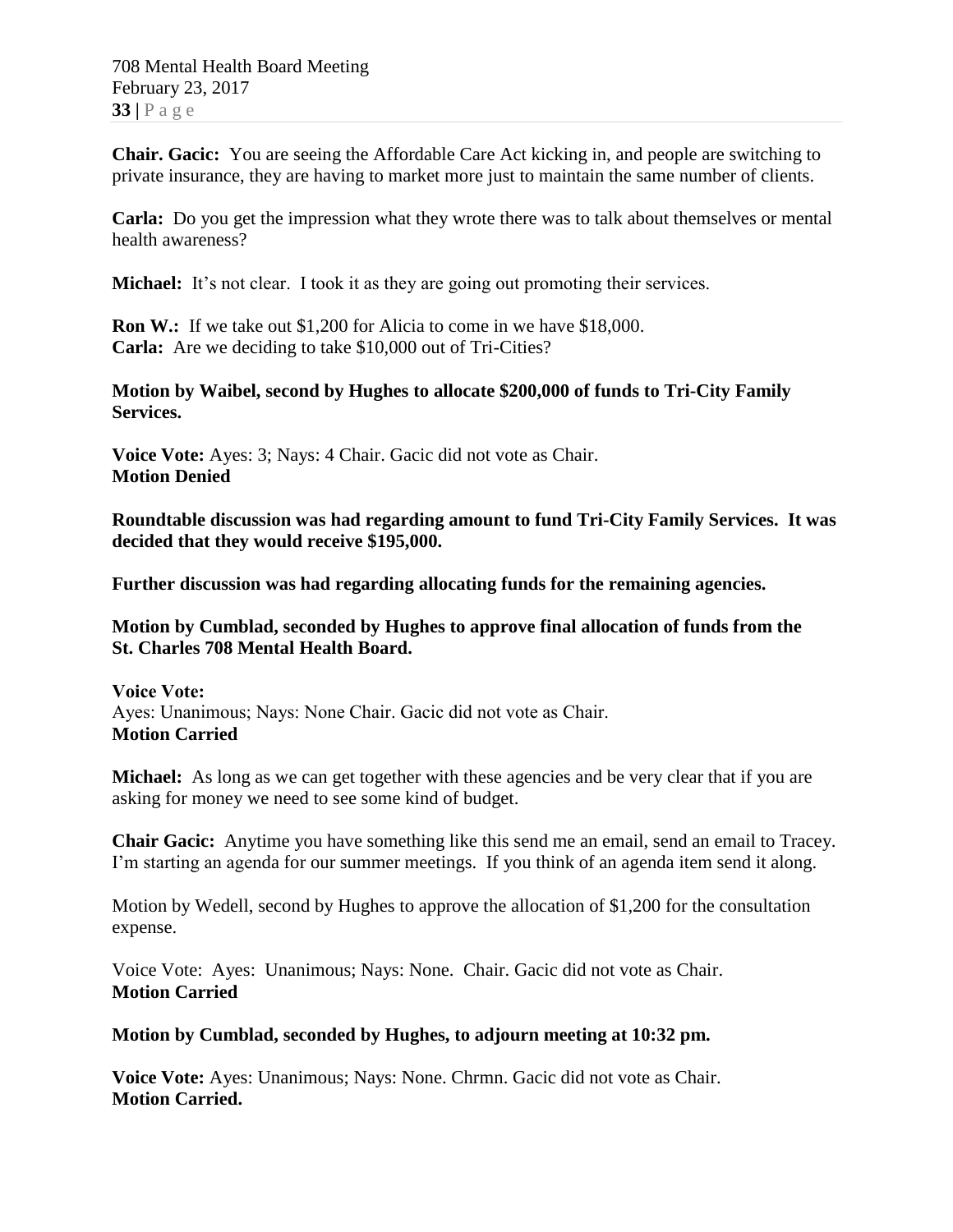**Chair. Gacic:** You are seeing the Affordable Care Act kicking in, and people are switching to private insurance, they are having to market more just to maintain the same number of clients.

**Carla:** Do you get the impression what they wrote there was to talk about themselves or mental health awareness?

**Michael:** It's not clear. I took it as they are going out promoting their services.

**Ron W.:** If we take out $1,200 for Alicia to come in we have $18,000.
**Carla:** Are we deciding to take $10,000 out of Tri-Cities?

**Motion by Waibel, second by Hughes to allocate $200,000 of funds to Tri-City Family Services.**

**Voice Vote:** Ayes: 3; Nays: 4 Chair. Gacic did not vote as Chair.
**Motion Denied**

**Roundtable discussion was had regarding amount to fund Tri-City Family Services. It was decided that they would receive $195,000.**

**Further discussion was had regarding allocating funds for the remaining agencies.**

**Motion by Cumblad, seconded by Hughes to approve final allocation of funds from the St. Charles 708 Mental Health Board.**

**Voice Vote:**
Ayes: Unanimous; Nays: None Chair. Gacic did not vote as Chair.
**Motion Carried**

**Michael:** As long as we can get together with these agencies and be very clear that if you are asking for money we need to see some kind of budget.

**Chair Gacic:** Anytime you have something like this send me an email, send an email to Tracey. I'm starting an agenda for our summer meetings. If you think of an agenda item send it along.

Motion by Wedell, second by Hughes to approve the allocation of $1,200 for the consultation expense.

Voice Vote: Ayes: Unanimous; Nays: None. Chair. Gacic did not vote as Chair.
**Motion Carried**

**Motion by Cumblad, seconded by Hughes, to adjourn meeting at 10:32 pm.**

**Voice Vote:** Ayes: Unanimous; Nays: None. Chrmn. Gacic did not vote as Chair.
**Motion Carried.**